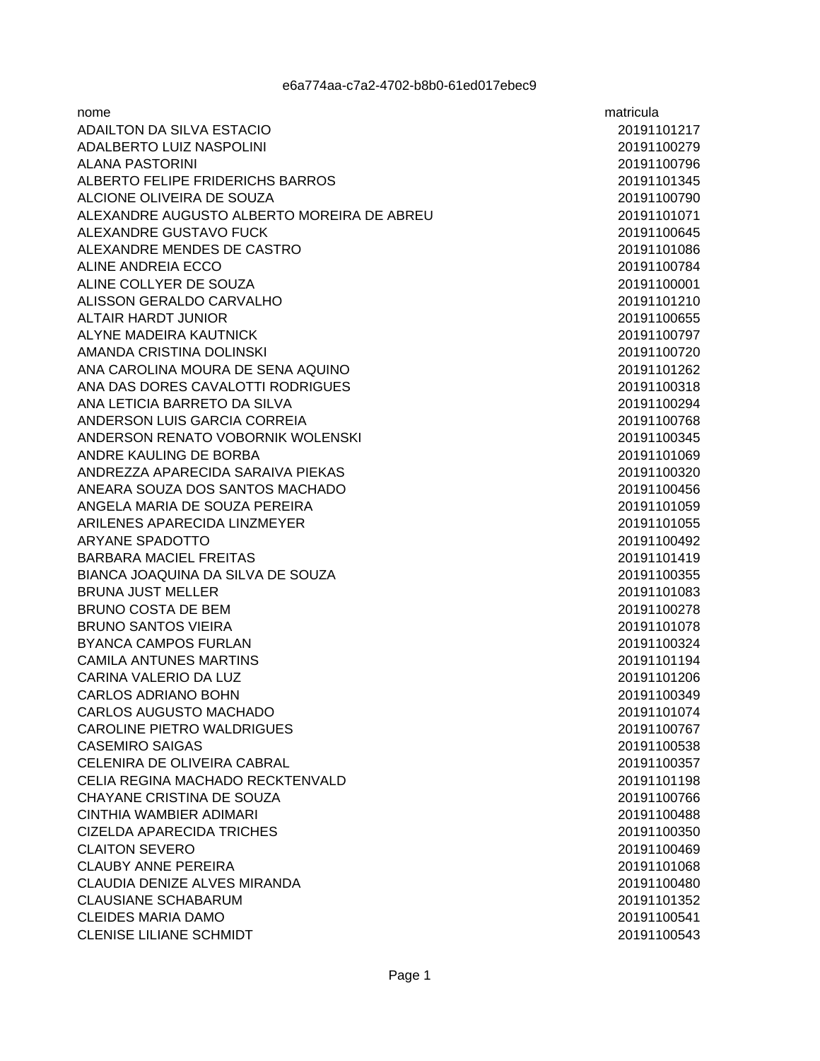e6a774aa-c7a2-4702-b8b0-61ed017ebec9

| nome | matricula |
|---|---|
| ADAILTON DA SILVA ESTACIO | 20191101217 |
| ADALBERTO LUIZ NASPOLINI | 20191100279 |
| ALANA PASTORINI | 20191100796 |
| ALBERTO FELIPE FRIDERICHS BARROS | 20191101345 |
| ALCIONE OLIVEIRA DE SOUZA | 20191100790 |
| ALEXANDRE AUGUSTO ALBERTO MOREIRA DE ABREU | 20191101071 |
| ALEXANDRE GUSTAVO FUCK | 20191100645 |
| ALEXANDRE MENDES DE CASTRO | 20191101086 |
| ALINE ANDREIA ECCO | 20191100784 |
| ALINE COLLYER DE SOUZA | 20191100001 |
| ALISSON GERALDO CARVALHO | 20191101210 |
| ALTAIR HARDT JUNIOR | 20191100655 |
| ALYNE MADEIRA KAUTNICK | 20191100797 |
| AMANDA CRISTINA DOLINSKI | 20191100720 |
| ANA CAROLINA MOURA DE SENA AQUINO | 20191101262 |
| ANA DAS DORES CAVALOTTI RODRIGUES | 20191100318 |
| ANA LETICIA BARRETO DA SILVA | 20191100294 |
| ANDERSON LUIS GARCIA CORREIA | 20191100768 |
| ANDERSON RENATO VOBORNIK WOLENSKI | 20191100345 |
| ANDRE KAULING DE BORBA | 20191101069 |
| ANDREZZA APARECIDA SARAIVA PIEKAS | 20191100320 |
| ANEARA SOUZA DOS SANTOS MACHADO | 20191100456 |
| ANGELA MARIA DE SOUZA PEREIRA | 20191101059 |
| ARILENES APARECIDA LINZMEYER | 20191101055 |
| ARYANE SPADOTTO | 20191100492 |
| BARBARA MACIEL FREITAS | 20191101419 |
| BIANCA JOAQUINA DA SILVA DE SOUZA | 20191100355 |
| BRUNA JUST MELLER | 20191101083 |
| BRUNO COSTA DE BEM | 20191100278 |
| BRUNO SANTOS VIEIRA | 20191101078 |
| BYANCA CAMPOS FURLAN | 20191100324 |
| CAMILA ANTUNES MARTINS | 20191101194 |
| CARINA VALERIO DA LUZ | 20191101206 |
| CARLOS ADRIANO BOHN | 20191100349 |
| CARLOS AUGUSTO MACHADO | 20191101074 |
| CAROLINE PIETRO WALDRIGUES | 20191100767 |
| CASEMIRO SAIGAS | 20191100538 |
| CELENIRA DE OLIVEIRA CABRAL | 20191100357 |
| CELIA REGINA MACHADO RECKTENVALD | 20191101198 |
| CHAYANE CRISTINA DE SOUZA | 20191100766 |
| CINTHIA WAMBIER ADIMARI | 20191100488 |
| CIZELDA APARECIDA TRICHES | 20191100350 |
| CLAITON SEVERO | 20191100469 |
| CLAUBY ANNE PEREIRA | 20191101068 |
| CLAUDIA DENIZE ALVES MIRANDA | 20191100480 |
| CLAUSIANE SCHABARUM | 20191101352 |
| CLEIDES MARIA DAMO | 20191100541 |
| CLENISE LILIANE SCHMIDT | 20191100543 |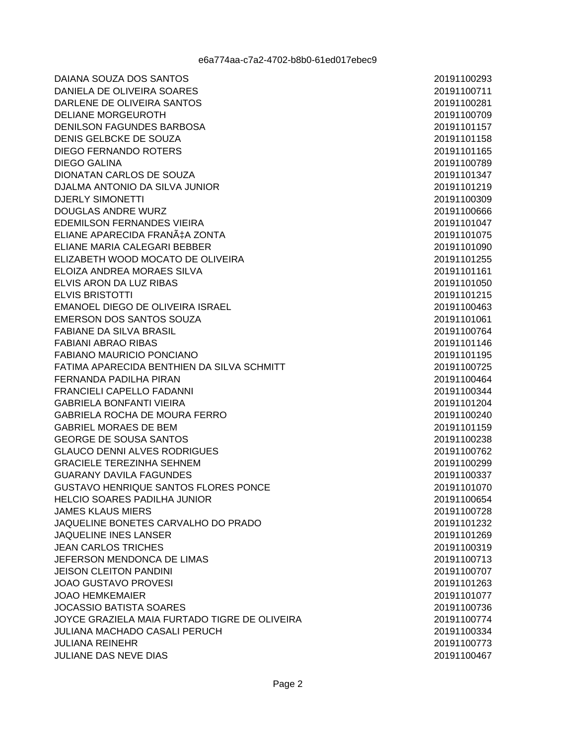e6a774aa-c7a2-4702-b8b0-61ed017ebec9

| | |
|---|---|
| DAIANA SOUZA DOS SANTOS | 20191100293 |
| DANIELA DE OLIVEIRA SOARES | 20191100711 |
| DARLENE DE OLIVEIRA SANTOS | 20191100281 |
| DELIANE MORGEUROTH | 20191100709 |
| DENILSON FAGUNDES BARBOSA | 20191101157 |
| DENIS GELBCKE DE SOUZA | 20191101158 |
| DIEGO FERNANDO ROTERS | 20191101165 |
| DIEGO GALINA | 20191100789 |
| DIONATAN CARLOS DE SOUZA | 20191101347 |
| DJALMA ANTONIO DA SILVA JUNIOR | 20191101219 |
| DJERLY SIMONETTI | 20191100309 |
| DOUGLAS ANDRE WURZ | 20191100666 |
| EDEMILSON FERNANDES VIEIRA | 20191101047 |
| ELIANE APARECIDA FRANÃ‡A ZONTA | 20191101075 |
| ELIANE MARIA CALEGARI BEBBER | 20191101090 |
| ELIZABETH WOOD MOCATO DE OLIVEIRA | 20191101255 |
| ELOIZA ANDREA MORAES SILVA | 20191101161 |
| ELVIS ARON DA LUZ RIBAS | 20191101050 |
| ELVIS BRISTOTTI | 20191101215 |
| EMANOEL DIEGO DE OLIVEIRA ISRAEL | 20191100463 |
| EMERSON DOS SANTOS SOUZA | 20191101061 |
| FABIANE DA SILVA BRASIL | 20191100764 |
| FABIANI ABRAO RIBAS | 20191101146 |
| FABIANO MAURICIO PONCIANO | 20191101195 |
| FATIMA APARECIDA BENTHIEN DA SILVA SCHMITT | 20191100725 |
| FERNANDA PADILHA PIRAN | 20191100464 |
| FRANCIELI CAPELLO FADANNI | 20191100344 |
| GABRIELA BONFANTI VIEIRA | 20191101204 |
| GABRIELA ROCHA DE MOURA FERRO | 20191100240 |
| GABRIEL MORAES DE BEM | 20191101159 |
| GEORGE DE SOUSA SANTOS | 20191100238 |
| GLAUCO DENNI ALVES RODRIGUES | 20191100762 |
| GRACIELE TEREZINHA SEHNEM | 20191100299 |
| GUARANY DAVILA FAGUNDES | 20191100337 |
| GUSTAVO HENRIQUE SANTOS FLORES PONCE | 20191101070 |
| HELCIO SOARES PADILHA JUNIOR | 20191100654 |
| JAMES KLAUS MIERS | 20191100728 |
| JAQUELINE BONETES CARVALHO DO PRADO | 20191101232 |
| JAQUELINE INES LANSER | 20191101269 |
| JEAN CARLOS TRICHES | 20191100319 |
| JEFERSON MENDONCA DE LIMAS | 20191100713 |
| JEISON CLEITON PANDINI | 20191100707 |
| JOAO GUSTAVO PROVESI | 20191101263 |
| JOAO HEMKEMAIER | 20191101077 |
| JOCASSIO BATISTA SOARES | 20191100736 |
| JOYCE GRAZIELA MAIA FURTADO TIGRE DE OLIVEIRA | 20191100774 |
| JULIANA MACHADO CASALI PERUCH | 20191100334 |
| JULIANA REINEHR | 20191100773 |
| JULIANE DAS NEVE DIAS | 20191100467 |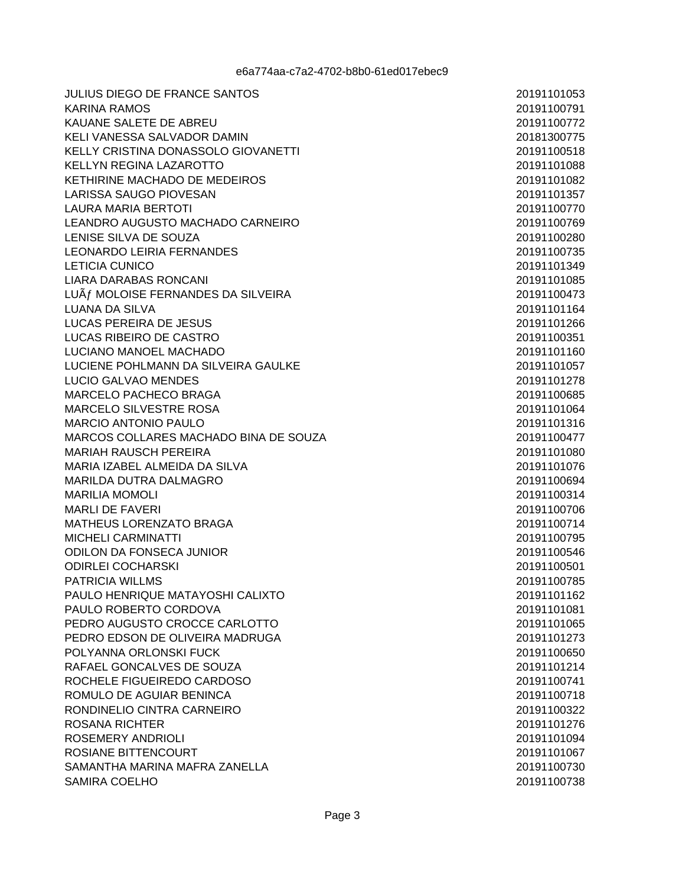e6a774aa-c7a2-4702-b8b0-61ed017ebec9

| | |
|---|---|
| JULIUS DIEGO DE FRANCE SANTOS | 20191101053 |
| KARINA RAMOS | 20191100791 |
| KAUANE SALETE DE ABREU | 20191100772 |
| KELI VANESSA SALVADOR DAMIN | 20181300775 |
| KELLY CRISTINA DONASSOLO GIOVANETTI | 20191100518 |
| KELLYN REGINA LAZAROTTO | 20191101088 |
| KETHIRINE MACHADO DE MEDEIROS | 20191101082 |
| LARISSA SAUGO PIOVESAN | 20191101357 |
| LAURA MARIA BERTOTI | 20191100770 |
| LEANDRO AUGUSTO MACHADO CARNEIRO | 20191100769 |
| LENISE SILVA DE SOUZA | 20191100280 |
| LEONARDO LEIRIA FERNANDES | 20191100735 |
| LETICIA CUNICO | 20191101349 |
| LIARA DARABAS RONCANI | 20191101085 |
| LUÃƒ MOLOISE FERNANDES DA SILVEIRA | 20191100473 |
| LUANA DA SILVA | 20191101164 |
| LUCAS PEREIRA DE JESUS | 20191101266 |
| LUCAS RIBEIRO DE CASTRO | 20191100351 |
| LUCIANO MANOEL MACHADO | 20191101160 |
| LUCIENE POHLMANN DA SILVEIRA GAULKE | 20191101057 |
| LUCIO GALVAO MENDES | 20191101278 |
| MARCELO PACHECO BRAGA | 20191100685 |
| MARCELO SILVESTRE ROSA | 20191101064 |
| MARCIO ANTONIO PAULO | 20191101316 |
| MARCOS COLLARES MACHADO BINA DE SOUZA | 20191100477 |
| MARIAH RAUSCH PEREIRA | 20191101080 |
| MARIA IZABEL ALMEIDA DA SILVA | 20191101076 |
| MARILDA DUTRA DALMAGRO | 20191100694 |
| MARILIA MOMOLI | 20191100314 |
| MARLI DE FAVERI | 20191100706 |
| MATHEUS LORENZATO BRAGA | 20191100714 |
| MICHELI CARMINATTI | 20191100795 |
| ODILON DA FONSECA JUNIOR | 20191100546 |
| ODIRLEI COCHARSKI | 20191100501 |
| PATRICIA WILLMS | 20191100785 |
| PAULO HENRIQUE MATAYOSHI CALIXTO | 20191101162 |
| PAULO ROBERTO CORDOVA | 20191101081 |
| PEDRO AUGUSTO CROCCE CARLOTTO | 20191101065 |
| PEDRO EDSON DE OLIVEIRA MADRUGA | 20191101273 |
| POLYANNA ORLONSKI FUCK | 20191100650 |
| RAFAEL GONCALVES DE SOUZA | 20191101214 |
| ROCHELE FIGUEIREDO CARDOSO | 20191100741 |
| ROMULO DE AGUIAR BENINCA | 20191100718 |
| RONDINELIO CINTRA CARNEIRO | 20191100322 |
| ROSANA RICHTER | 20191101276 |
| ROSEMERY ANDRIOLI | 20191101094 |
| ROSIANE BITTENCOURT | 20191101067 |
| SAMANTHA MARINA MAFRA ZANELLA | 20191100730 |
| SAMIRA COELHO | 20191100738 |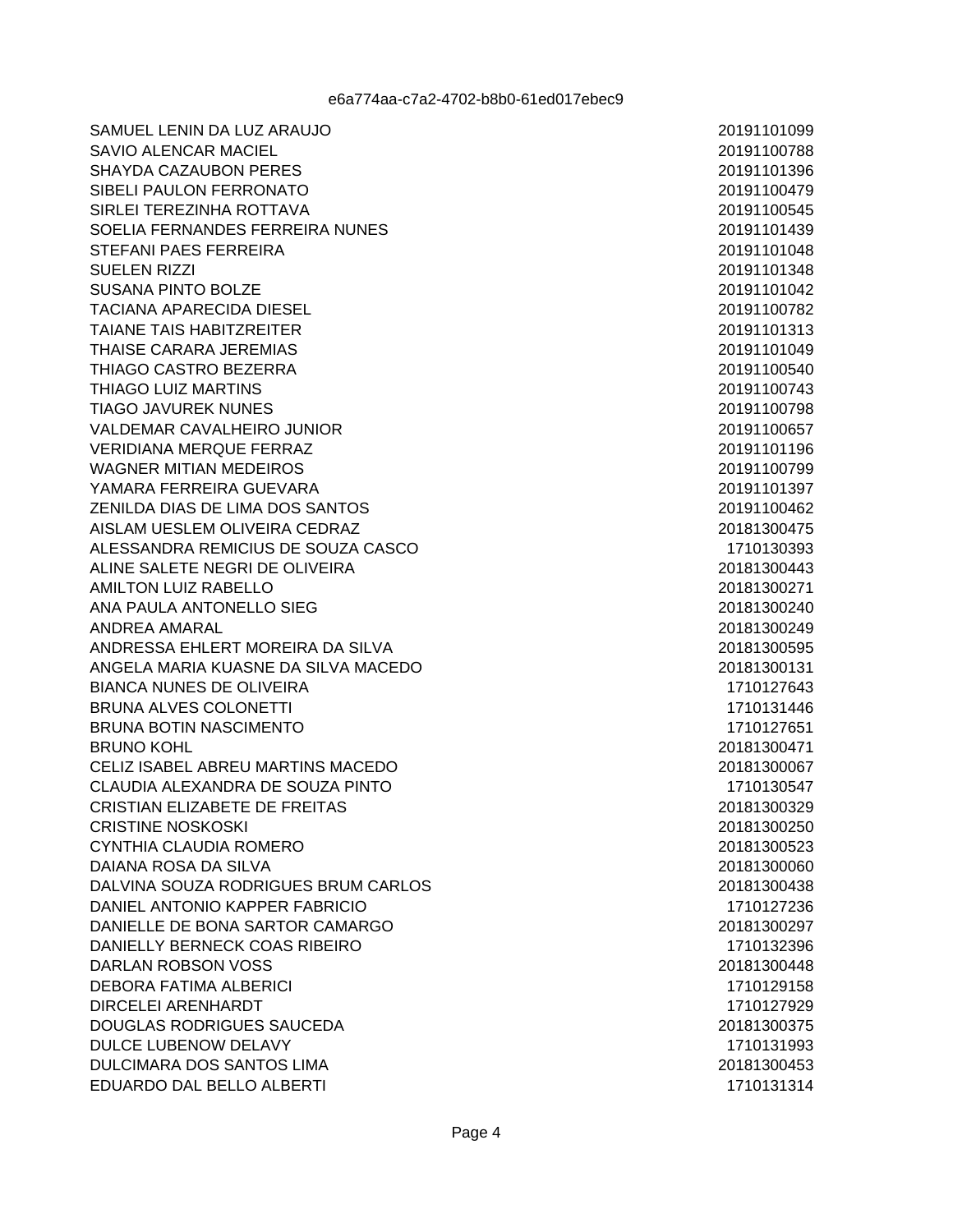| | |
|---|---|
| SAMUEL LENIN DA LUZ ARAUJO | 20191101099 |
| SAVIO ALENCAR MACIEL | 20191100788 |
| SHAYDA CAZAUBON PERES | 20191101396 |
| SIBELI PAULON FERRONATO | 20191100479 |
| SIRLEI TEREZINHA ROTTAVA | 20191100545 |
| SOELIA FERNANDES FERREIRA NUNES | 20191101439 |
| STEFANI PAES FERREIRA | 20191101048 |
| SUELEN RIZZI | 20191101348 |
| SUSANA PINTO BOLZE | 20191101042 |
| TACIANA APARECIDA DIESEL | 20191100782 |
| TAIANE TAIS HABITZREITER | 20191101313 |
| THAISE CARARA JEREMIAS | 20191101049 |
| THIAGO CASTRO BEZERRA | 20191100540 |
| THIAGO LUIZ MARTINS | 20191100743 |
| TIAGO JAVUREK NUNES | 20191100798 |
| VALDEMAR CAVALHEIRO JUNIOR | 20191100657 |
| VERIDIANA MERQUE FERRAZ | 20191101196 |
| WAGNER MITIAN MEDEIROS | 20191100799 |
| YAMARA FERREIRA GUEVARA | 20191101397 |
| ZENILDA DIAS DE LIMA DOS SANTOS | 20191100462 |
| AISLAM UESLEM OLIVEIRA CEDRAZ | 20181300475 |
| ALESSANDRA REMICIUS DE SOUZA CASCO | 1710130393 |
| ALINE SALETE NEGRI DE OLIVEIRA | 20181300443 |
| AMILTON LUIZ RABELLO | 20181300271 |
| ANA PAULA ANTONELLO SIEG | 20181300240 |
| ANDREA AMARAL | 20181300249 |
| ANDRESSA EHLERT MOREIRA DA SILVA | 20181300595 |
| ANGELA MARIA KUASNE DA SILVA MACEDO | 20181300131 |
| BIANCA NUNES DE OLIVEIRA | 1710127643 |
| BRUNA ALVES COLONETTI | 1710131446 |
| BRUNA BOTIN NASCIMENTO | 1710127651 |
| BRUNO KOHL | 20181300471 |
| CELIZ ISABEL ABREU MARTINS MACEDO | 20181300067 |
| CLAUDIA ALEXANDRA DE SOUZA PINTO | 1710130547 |
| CRISTIAN ELIZABETE DE FREITAS | 20181300329 |
| CRISTINE NOSKOSKI | 20181300250 |
| CYNTHIA CLAUDIA ROMERO | 20181300523 |
| DAIANA ROSA DA SILVA | 20181300060 |
| DALVINA SOUZA RODRIGUES BRUM CARLOS | 20181300438 |
| DANIEL ANTONIO KAPPER FABRICIO | 1710127236 |
| DANIELLE DE BONA SARTOR CAMARGO | 20181300297 |
| DANIELLY BERNECK COAS RIBEIRO | 1710132396 |
| DARLAN ROBSON VOSS | 20181300448 |
| DEBORA FATIMA ALBERICI | 1710129158 |
| DIRCELEI ARENHARDT | 1710127929 |
| DOUGLAS RODRIGUES SAUCEDA | 20181300375 |
| DULCE LUBENOW DELAVY | 1710131993 |
| DULCIMARA DOS SANTOS LIMA | 20181300453 |
| EDUARDO DAL BELLO ALBERTI | 1710131314 |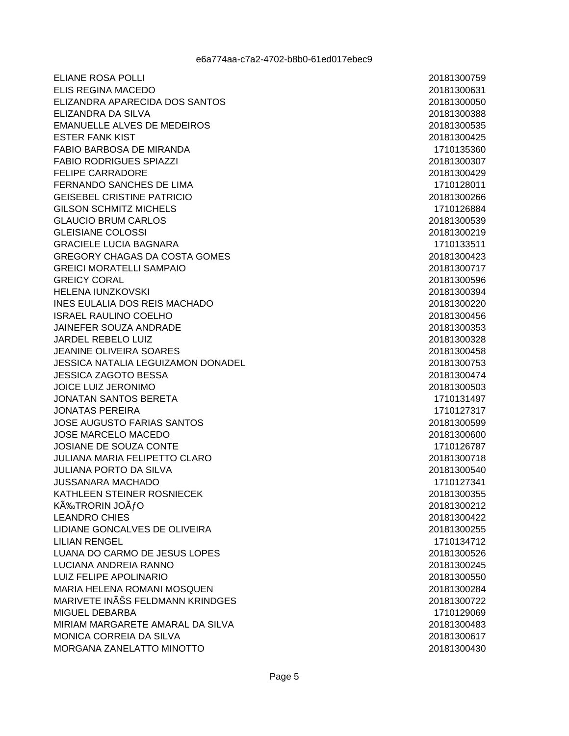| | |
|---|---|
| ELIANE ROSA POLLI | 20181300759 |
| ELIS REGINA MACEDO | 20181300631 |
| ELIZANDRA APARECIDA DOS SANTOS | 20181300050 |
| ELIZANDRA DA SILVA | 20181300388 |
| EMANUELLE ALVES DE MEDEIROS | 20181300535 |
| ESTER FANK KIST | 20181300425 |
| FABIO BARBOSA DE MIRANDA | 1710135360 |
| FABIO RODRIGUES SPIAZZI | 20181300307 |
| FELIPE CARRADORE | 20181300429 |
| FERNANDO SANCHES DE LIMA | 1710128011 |
| GEISEBEL CRISTINE PATRICIO | 20181300266 |
| GILSON SCHMITZ MICHELS | 1710126884 |
| GLAUCIO BRUM CARLOS | 20181300539 |
| GLEISIANE COLOSSI | 20181300219 |
| GRACIELE LUCIA BAGNARA | 1710133511 |
| GREGORY CHAGAS DA COSTA GOMES | 20181300423 |
| GREICI MORATELLI SAMPAIO | 20181300717 |
| GREICY CORAL | 20181300596 |
| HELENA IUNZKOVSKI | 20181300394 |
| INES EULALIA DOS REIS MACHADO | 20181300220 |
| ISRAEL RAULINO COELHO | 20181300456 |
| JAINEFER SOUZA ANDRADE | 20181300353 |
| JARDEL REBELO LUIZ | 20181300328 |
| JEANINE OLIVEIRA SOARES | 20181300458 |
| JESSICA NATALIA LEGUIZAMON DONADEL | 20181300753 |
| JESSICA ZAGOTO BESSA | 20181300474 |
| JOICE LUIZ JERONIMO | 20181300503 |
| JONATAN SANTOS BERETA | 1710131497 |
| JONATAS PEREIRA | 1710127317 |
| JOSE AUGUSTO FARIAS SANTOS | 20181300599 |
| JOSE MARCELO MACEDO | 20181300600 |
| JOSIANE DE SOUZA CONTE | 1710126787 |
| JULIANA MARIA FELIPETTO CLARO | 20181300718 |
| JULIANA PORTO DA SILVA | 20181300540 |
| JUSSANARA MACHADO | 1710127341 |
| KATHLEEN STEINER ROSNIECEK | 20181300355 |
| KÃ‰TRORIN JOÃƒO | 20181300212 |
| LEANDRO CHIES | 20181300422 |
| LIDIANE GONCALVES DE OLIVEIRA | 20181300255 |
| LILIAN RENGEL | 1710134712 |
| LUANA DO CARMO DE JESUS LOPES | 20181300526 |
| LUCIANA ANDREIA RANNO | 20181300245 |
| LUIZ FELIPE APOLINARIO | 20181300550 |
| MARIA HELENA ROMANI MOSQUEN | 20181300284 |
| MARIVETE INÃŠS FELDMANN KRINDGES | 20181300722 |
| MIGUEL DEBARBA | 1710129069 |
| MIRIAM MARGARETE AMARAL DA SILVA | 20181300483 |
| MONICA CORREIA DA SILVA | 20181300617 |
| MORGANA ZANELATTO MINOTTO | 20181300430 |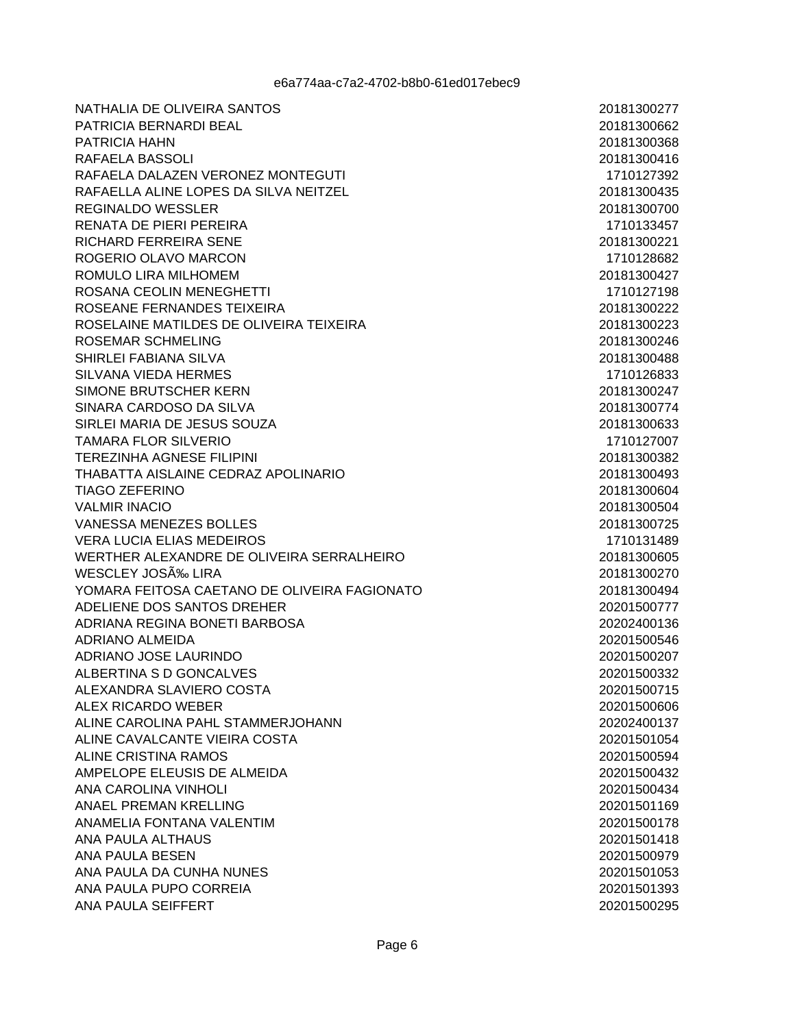| | |
|---|---|
| NATHALIA DE OLIVEIRA SANTOS | 20181300277 |
| PATRICIA BERNARDI BEAL | 20181300662 |
| PATRICIA HAHN | 20181300368 |
| RAFAELA BASSOLI | 20181300416 |
| RAFAELA DALAZEN VERONEZ MONTEGUTI | 1710127392 |
| RAFAELLA ALINE LOPES DA SILVA NEITZEL | 20181300435 |
| REGINALDO WESSLER | 20181300700 |
| RENATA DE PIERI PEREIRA | 1710133457 |
| RICHARD FERREIRA SENE | 20181300221 |
| ROGERIO OLAVO MARCON | 1710128682 |
| ROMULO LIRA MILHOMEM | 20181300427 |
| ROSANA CEOLIN MENEGHETTI | 1710127198 |
| ROSEANE FERNANDES TEIXEIRA | 20181300222 |
| ROSELAINE MATILDES DE OLIVEIRA TEIXEIRA | 20181300223 |
| ROSEMAR SCHMELING | 20181300246 |
| SHIRLEI FABIANA SILVA | 20181300488 |
| SILVANA VIEDA HERMES | 1710126833 |
| SIMONE BRUTSCHER KERN | 20181300247 |
| SINARA CARDOSO DA SILVA | 20181300774 |
| SIRLEI MARIA DE JESUS SOUZA | 20181300633 |
| TAMARA FLOR SILVERIO | 1710127007 |
| TEREZINHA AGNESE FILIPINI | 20181300382 |
| THABATTA AISLAINE CEDRAZ APOLINARIO | 20181300493 |
| TIAGO ZEFERINO | 20181300604 |
| VALMIR INACIO | 20181300504 |
| VANESSA MENEZES BOLLES | 20181300725 |
| VERA LUCIA ELIAS MEDEIROS | 1710131489 |
| WERTHER ALEXANDRE DE OLIVEIRA SERRALHEIRO | 20181300605 |
| WESCLEY JOSÃ‰ LIRA | 20181300270 |
| YOMARA FEITOSA CAETANO DE OLIVEIRA FAGIONATO | 20181300494 |
| ADELIENE DOS SANTOS DREHER | 20201500777 |
| ADRIANA REGINA BONETI BARBOSA | 20202400136 |
| ADRIANO ALMEIDA | 20201500546 |
| ADRIANO JOSE LAURINDO | 20201500207 |
| ALBERTINA S D GONCALVES | 20201500332 |
| ALEXANDRA SLAVIERO COSTA | 20201500715 |
| ALEX RICARDO WEBER | 20201500606 |
| ALINE CAROLINA PAHL STAMMERJOHANN | 20202400137 |
| ALINE CAVALCANTE VIEIRA COSTA | 20201501054 |
| ALINE CRISTINA RAMOS | 20201500594 |
| AMPELOPE ELEUSIS DE ALMEIDA | 20201500432 |
| ANA CAROLINA VINHOLI | 20201500434 |
| ANAEL PREMAN KRELLING | 20201501169 |
| ANAMELIA FONTANA VALENTIM | 20201500178 |
| ANA PAULA ALTHAUS | 20201501418 |
| ANA PAULA BESEN | 20201500979 |
| ANA PAULA DA CUNHA NUNES | 20201501053 |
| ANA PAULA PUPO CORREIA | 20201501393 |
| ANA PAULA SEIFFERT | 20201500295 |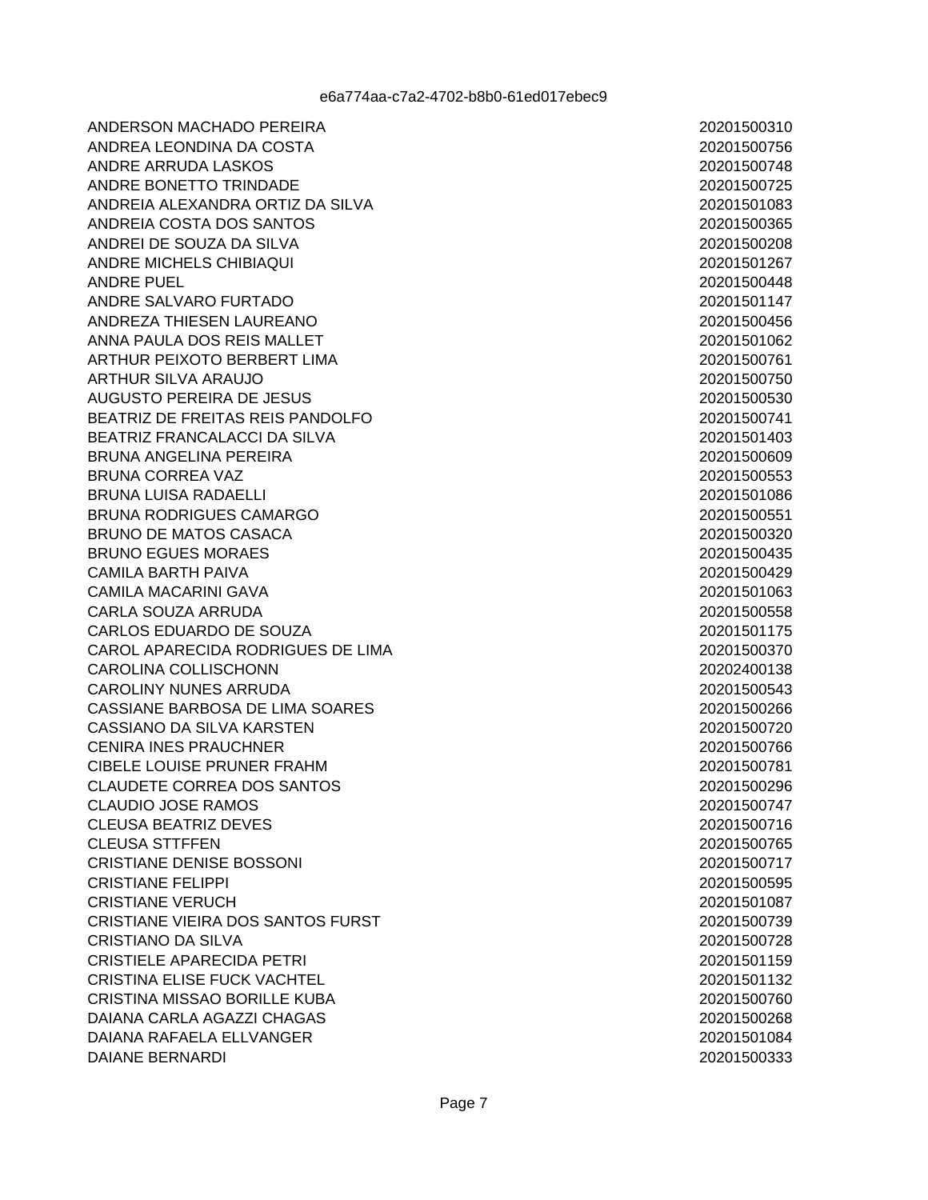e6a774aa-c7a2-4702-b8b0-61ed017ebec9

| | |
|---|---|
| ANDERSON MACHADO PEREIRA | 20201500310 |
| ANDREA LEONDINA DA COSTA | 20201500756 |
| ANDRE ARRUDA LASKOS | 20201500748 |
| ANDRE BONETTO TRINDADE | 20201500725 |
| ANDREIA ALEXANDRA ORTIZ DA SILVA | 20201501083 |
| ANDREIA COSTA DOS SANTOS | 20201500365 |
| ANDREI DE SOUZA DA SILVA | 20201500208 |
| ANDRE MICHELS CHIBIAQUI | 20201501267 |
| ANDRE PUEL | 20201500448 |
| ANDRE SALVARO FURTADO | 20201501147 |
| ANDREZA THIESEN LAUREANO | 20201500456 |
| ANNA PAULA DOS REIS MALLET | 20201501062 |
| ARTHUR PEIXOTO BERBERT LIMA | 20201500761 |
| ARTHUR SILVA ARAUJO | 20201500750 |
| AUGUSTO PEREIRA DE JESUS | 20201500530 |
| BEATRIZ DE FREITAS REIS PANDOLFO | 20201500741 |
| BEATRIZ FRANCALACCI DA SILVA | 20201501403 |
| BRUNA ANGELINA PEREIRA | 20201500609 |
| BRUNA CORREA VAZ | 20201500553 |
| BRUNA LUISA RADAELLI | 20201501086 |
| BRUNA RODRIGUES CAMARGO | 20201500551 |
| BRUNO DE MATOS CASACA | 20201500320 |
| BRUNO EGUES MORAES | 20201500435 |
| CAMILA BARTH PAIVA | 20201500429 |
| CAMILA MACARINI GAVA | 20201501063 |
| CARLA SOUZA ARRUDA | 20201500558 |
| CARLOS EDUARDO DE SOUZA | 20201501175 |
| CAROL APARECIDA RODRIGUES DE LIMA | 20201500370 |
| CAROLINA COLLISCHONN | 20202400138 |
| CAROLINY NUNES ARRUDA | 20201500543 |
| CASSIANE BARBOSA DE LIMA SOARES | 20201500266 |
| CASSIANO DA SILVA KARSTEN | 20201500720 |
| CENIRA INES PRAUCHNER | 20201500766 |
| CIBELE LOUISE PRUNER FRAHM | 20201500781 |
| CLAUDETE CORREA DOS SANTOS | 20201500296 |
| CLAUDIO JOSE RAMOS | 20201500747 |
| CLEUSA BEATRIZ DEVES | 20201500716 |
| CLEUSA STTFFEN | 20201500765 |
| CRISTIANE DENISE BOSSONI | 20201500717 |
| CRISTIANE FELIPPI | 20201500595 |
| CRISTIANE VERUCH | 20201501087 |
| CRISTIANE VIEIRA DOS SANTOS FURST | 20201500739 |
| CRISTIANO DA SILVA | 20201500728 |
| CRISTIELE APARECIDA PETRI | 20201501159 |
| CRISTINA ELISE FUCK VACHTEL | 20201501132 |
| CRISTINA MISSAO BORILLE KUBA | 20201500760 |
| DAIANA CARLA AGAZZI CHAGAS | 20201500268 |
| DAIANA RAFAELA ELLVANGER | 20201501084 |
| DAIANE BERNARDI | 20201500333 |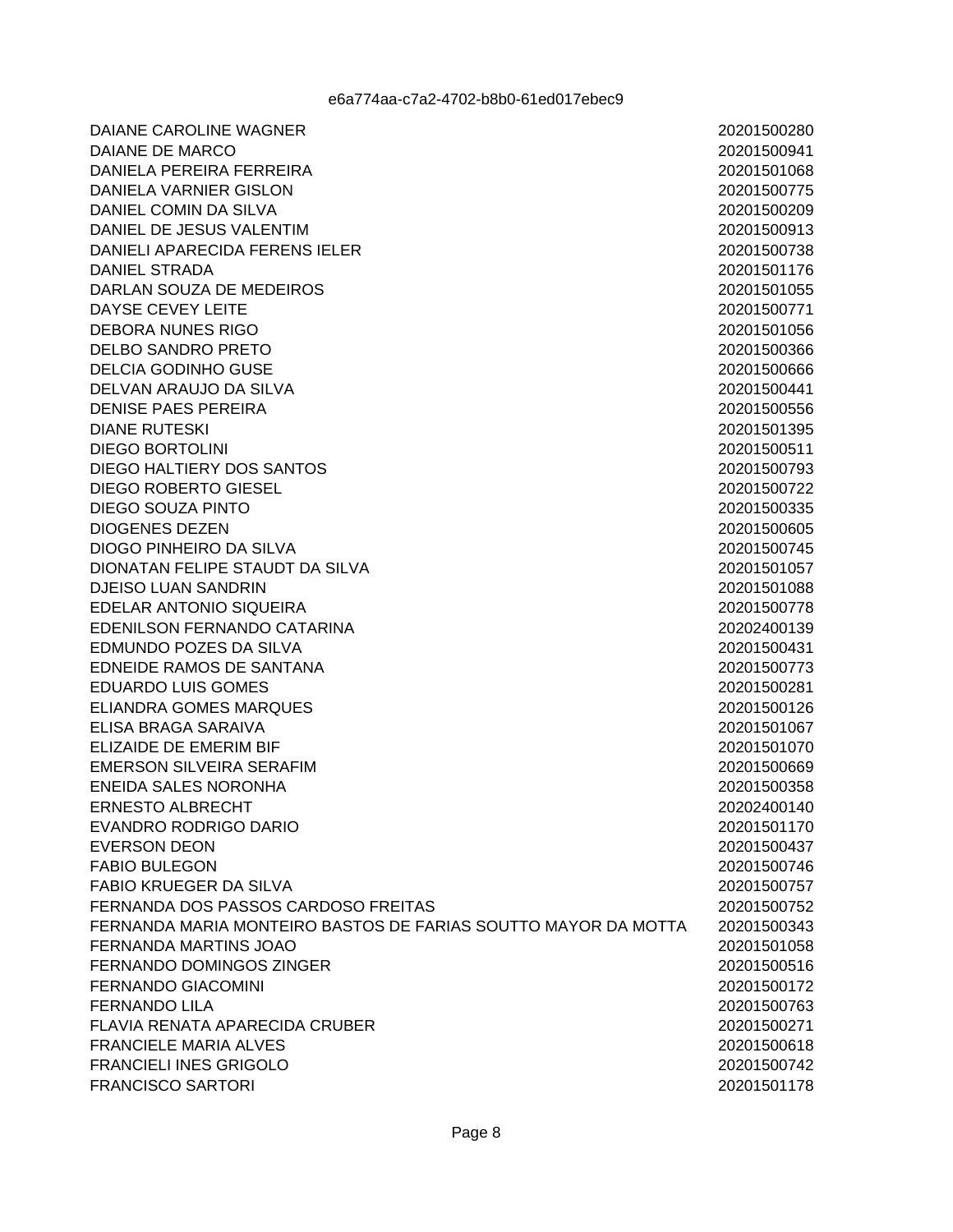e6a774aa-c7a2-4702-b8b0-61ed017ebec9

| | |
|---|---|
| DAIANE CAROLINE WAGNER | 20201500280 |
| DAIANE DE MARCO | 20201500941 |
| DANIELA PEREIRA FERREIRA | 20201501068 |
| DANIELA VARNIER GISLON | 20201500775 |
| DANIEL COMIN DA SILVA | 20201500209 |
| DANIEL DE JESUS VALENTIM | 20201500913 |
| DANIELI APARECIDA FERENS IELER | 20201500738 |
| DANIEL STRADA | 20201501176 |
| DARLAN SOUZA DE MEDEIROS | 20201501055 |
| DAYSE CEVEY LEITE | 20201500771 |
| DEBORA NUNES RIGO | 20201501056 |
| DELBO SANDRO PRETO | 20201500366 |
| DELCIA GODINHO GUSE | 20201500666 |
| DELVAN ARAUJO DA SILVA | 20201500441 |
| DENISE PAES PEREIRA | 20201500556 |
| DIANE RUTESKI | 20201501395 |
| DIEGO BORTOLINI | 20201500511 |
| DIEGO HALTIERY DOS SANTOS | 20201500793 |
| DIEGO ROBERTO GIESEL | 20201500722 |
| DIEGO SOUZA PINTO | 20201500335 |
| DIOGENES DEZEN | 20201500605 |
| DIOGO PINHEIRO DA SILVA | 20201500745 |
| DIONATAN FELIPE STAUDT DA SILVA | 20201501057 |
| DJEISO LUAN SANDRIN | 20201501088 |
| EDELAR ANTONIO SIQUEIRA | 20201500778 |
| EDENILSON FERNANDO CATARINA | 20202400139 |
| EDMUNDO POZES DA SILVA | 20201500431 |
| EDNEIDE RAMOS DE SANTANA | 20201500773 |
| EDUARDO LUIS GOMES | 20201500281 |
| ELIANDRA GOMES MARQUES | 20201500126 |
| ELISA BRAGA SARAIVA | 20201501067 |
| ELIZAIDE DE EMERIM BIF | 20201501070 |
| EMERSON SILVEIRA SERAFIM | 20201500669 |
| ENEIDA SALES NORONHA | 20201500358 |
| ERNESTO ALBRECHT | 20202400140 |
| EVANDRO RODRIGO DARIO | 20201501170 |
| EVERSON DEON | 20201500437 |
| FABIO BULEGON | 20201500746 |
| FABIO KRUEGER DA SILVA | 20201500757 |
| FERNANDA DOS PASSOS CARDOSO FREITAS | 20201500752 |
| FERNANDA MARIA MONTEIRO BASTOS DE FARIAS SOUTTO MAYOR DA MOTTA | 20201500343 |
| FERNANDA MARTINS JOAO | 20201501058 |
| FERNANDO DOMINGOS ZINGER | 20201500516 |
| FERNANDO GIACOMINI | 20201500172 |
| FERNANDO LILA | 20201500763 |
| FLAVIA RENATA APARECIDA CRUBER | 20201500271 |
| FRANCIELE MARIA ALVES | 20201500618 |
| FRANCIELI INES GRIGOLO | 20201500742 |
| FRANCISCO SARTORI | 20201501178 |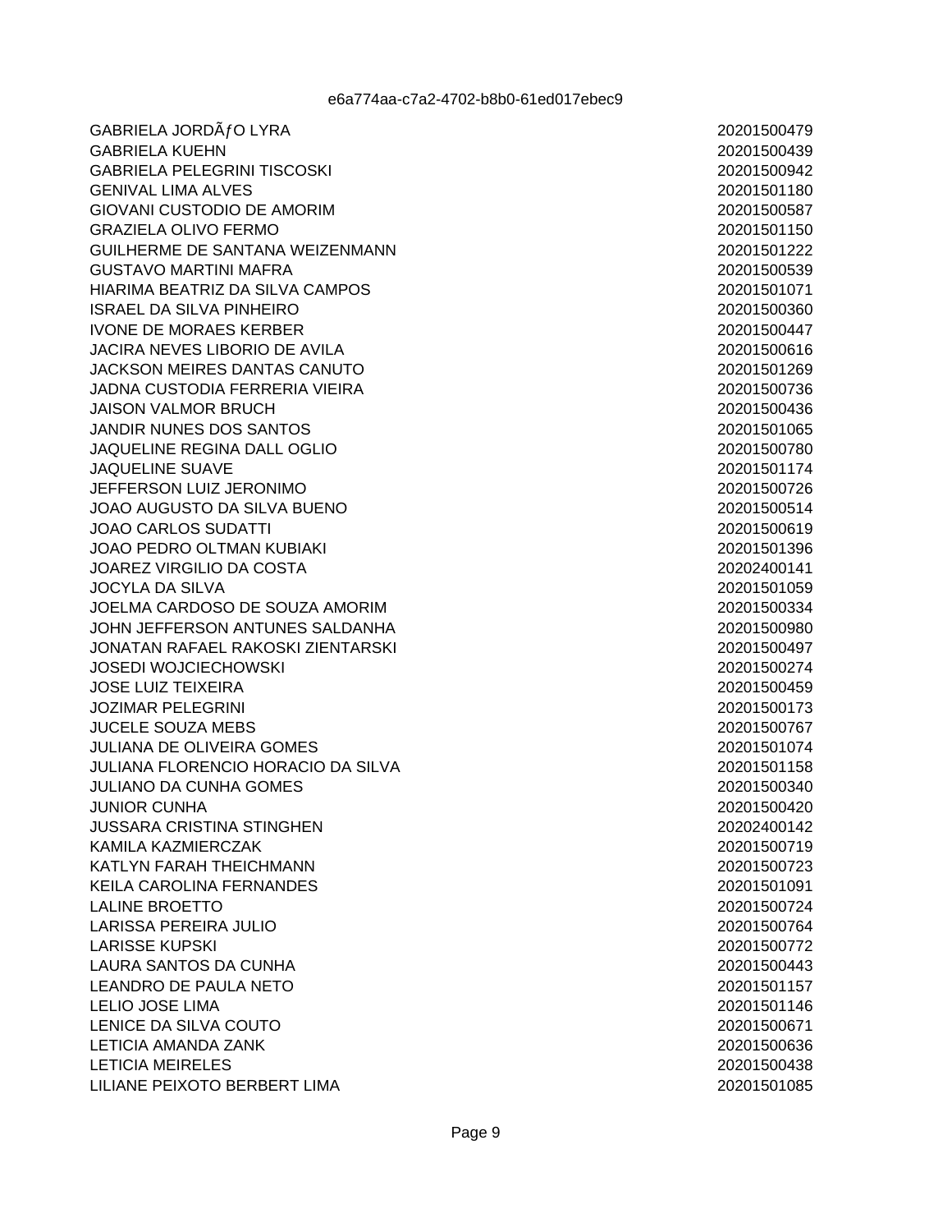| | |
|---|---|
| GABRIELA JORDÃƒO LYRA | 20201500479 |
| GABRIELA KUEHN | 20201500439 |
| GABRIELA PELEGRINI TISCOSKI | 20201500942 |
| GENIVAL LIMA ALVES | 20201501180 |
| GIOVANI CUSTODIO DE AMORIM | 20201500587 |
| GRAZIELA OLIVO FERMO | 20201501150 |
| GUILHERME DE SANTANA WEIZENMANN | 20201501222 |
| GUSTAVO MARTINI MAFRA | 20201500539 |
| HIARIMA BEATRIZ DA SILVA CAMPOS | 20201501071 |
| ISRAEL DA SILVA PINHEIRO | 20201500360 |
| IVONE DE MORAES KERBER | 20201500447 |
| JACIRA NEVES LIBORIO DE AVILA | 20201500616 |
| JACKSON MEIRES DANTAS CANUTO | 20201501269 |
| JADNA CUSTODIA FERRERIA VIEIRA | 20201500736 |
| JAISON VALMOR BRUCH | 20201500436 |
| JANDIR NUNES DOS SANTOS | 20201501065 |
| JAQUELINE REGINA DALL OGLIO | 20201500780 |
| JAQUELINE SUAVE | 20201501174 |
| JEFFERSON LUIZ JERONIMO | 20201500726 |
| JOAO AUGUSTO DA SILVA BUENO | 20201500514 |
| JOAO CARLOS SUDATTI | 20201500619 |
| JOAO PEDRO OLTMAN KUBIAKI | 20201501396 |
| JOAREZ VIRGILIO DA COSTA | 20202400141 |
| JOCYLA DA SILVA | 20201501059 |
| JOELMA CARDOSO DE SOUZA AMORIM | 20201500334 |
| JOHN JEFFERSON ANTUNES SALDANHA | 20201500980 |
| JONATAN RAFAEL RAKOSKI ZIENTARSKI | 20201500497 |
| JOSEDI WOJCIECHOWSKI | 20201500274 |
| JOSE LUIZ TEIXEIRA | 20201500459 |
| JOZIMAR PELEGRINI | 20201500173 |
| JUCELE SOUZA MEBS | 20201500767 |
| JULIANA DE OLIVEIRA GOMES | 20201501074 |
| JULIANA FLORENCIO HORACIO DA SILVA | 20201501158 |
| JULIANO DA CUNHA GOMES | 20201500340 |
| JUNIOR CUNHA | 20201500420 |
| JUSSARA CRISTINA STINGHEN | 20202400142 |
| KAMILA KAZMIERCZAK | 20201500719 |
| KATLYN FARAH THEICHMANN | 20201500723 |
| KEILA CAROLINA FERNANDES | 20201501091 |
| LALINE BROETTO | 20201500724 |
| LARISSA PEREIRA JULIO | 20201500764 |
| LARISSE KUPSKI | 20201500772 |
| LAURA SANTOS DA CUNHA | 20201500443 |
| LEANDRO DE PAULA NETO | 20201501157 |
| LELIO JOSE LIMA | 20201501146 |
| LENICE DA SILVA COUTO | 20201500671 |
| LETICIA AMANDA ZANK | 20201500636 |
| LETICIA MEIRELES | 20201500438 |
| LILIANE PEIXOTO BERBERT LIMA | 20201501085 |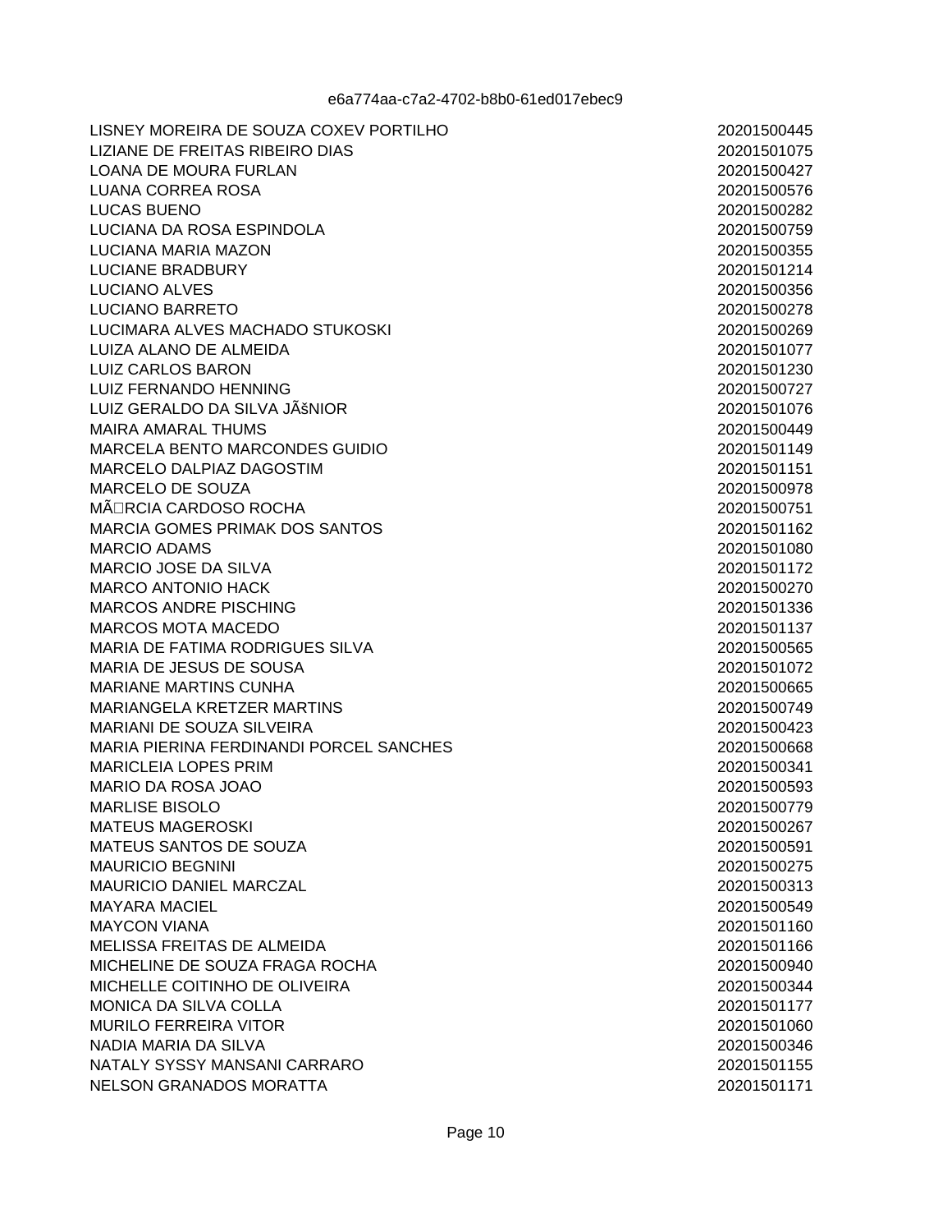| | |
|---|---|
| LISNEY MOREIRA DE SOUZA COXEV PORTILHO | 20201500445 |
| LIZIANE DE FREITAS RIBEIRO DIAS | 20201501075 |
| LOANA DE MOURA FURLAN | 20201500427 |
| LUANA CORREA ROSA | 20201500576 |
| LUCAS BUENO | 20201500282 |
| LUCIANA DA ROSA ESPINDOLA | 20201500759 |
| LUCIANA MARIA MAZON | 20201500355 |
| LUCIANE BRADBURY | 20201501214 |
| LUCIANO ALVES | 20201500356 |
| LUCIANO BARRETO | 20201500278 |
| LUCIMARA ALVES MACHADO STUKOSKI | 20201500269 |
| LUIZA ALANO DE ALMEIDA | 20201501077 |
| LUIZ CARLOS BARON | 20201501230 |
| LUIZ FERNANDO HENNING | 20201500727 |
| LUIZ GERALDO DA SILVA JÃšNIOR | 20201501076 |
| MAIRA AMARAL THUMS | 20201500449 |
| MARCELA BENTO MARCONDES GUIDIO | 20201501149 |
| MARCELO DALPIAZ DAGOSTIM | 20201501151 |
| MARCELO DE SOUZA | 20201500978 |
| MÃ□RCIA CARDOSO ROCHA | 20201500751 |
| MARCIA GOMES PRIMAK DOS SANTOS | 20201501162 |
| MARCIO ADAMS | 20201501080 |
| MARCIO JOSE DA SILVA | 20201501172 |
| MARCO ANTONIO HACK | 20201500270 |
| MARCOS ANDRE PISCHING | 20201501336 |
| MARCOS MOTA MACEDO | 20201501137 |
| MARIA DE FATIMA RODRIGUES SILVA | 20201500565 |
| MARIA DE JESUS DE SOUSA | 20201501072 |
| MARIANE MARTINS CUNHA | 20201500665 |
| MARIANGELA KRETZER MARTINS | 20201500749 |
| MARIANI DE SOUZA SILVEIRA | 20201500423 |
| MARIA PIERINA FERDINANDI PORCEL SANCHES | 20201500668 |
| MARICLEIA LOPES PRIM | 20201500341 |
| MARIO DA ROSA JOAO | 20201500593 |
| MARLISE BISOLO | 20201500779 |
| MATEUS MAGEROSKI | 20201500267 |
| MATEUS SANTOS DE SOUZA | 20201500591 |
| MAURICIO BEGNINI | 20201500275 |
| MAURICIO DANIEL MARCZAL | 20201500313 |
| MAYARA MACIEL | 20201500549 |
| MAYCON VIANA | 20201501160 |
| MELISSA FREITAS DE ALMEIDA | 20201501166 |
| MICHELINE DE SOUZA FRAGA ROCHA | 20201500940 |
| MICHELLE COITINHO DE OLIVEIRA | 20201500344 |
| MONICA DA SILVA COLLA | 20201501177 |
| MURILO FERREIRA VITOR | 20201501060 |
| NADIA MARIA DA SILVA | 20201500346 |
| NATALY SYSSY MANSANI CARRARO | 20201501155 |
| NELSON GRANADOS MORATTA | 20201501171 |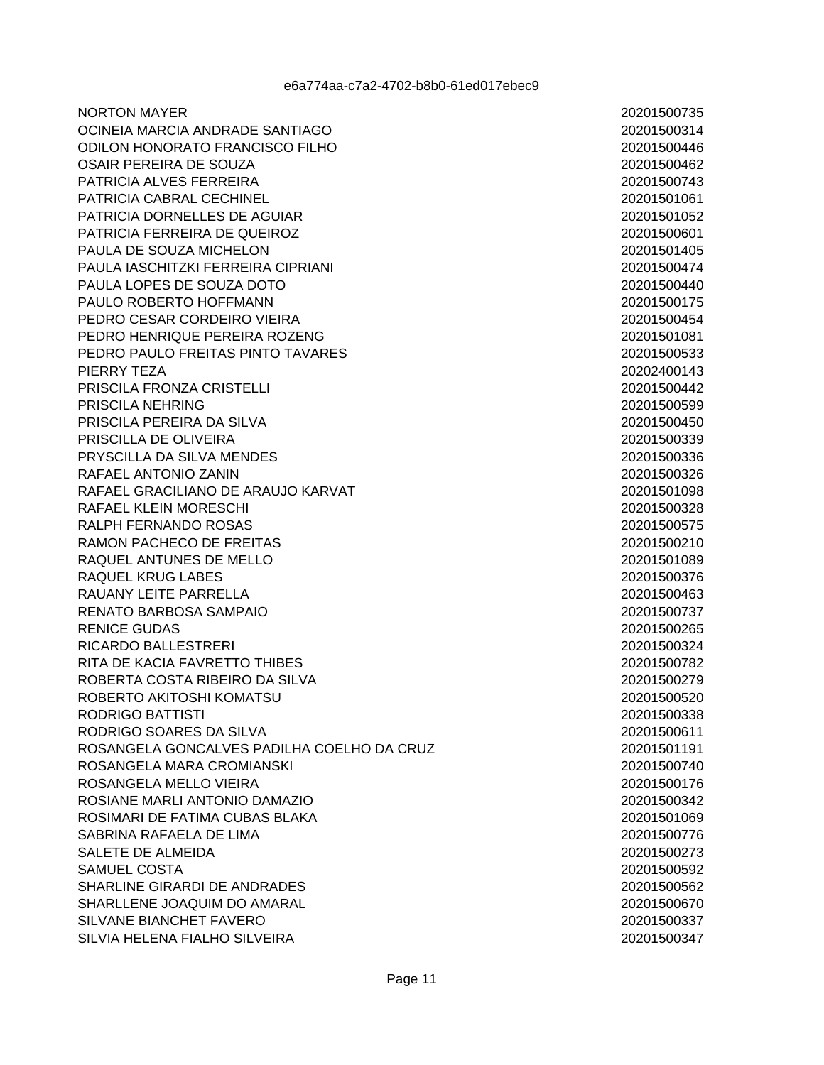| | |
|---|---|
| NORTON MAYER | 20201500735 |
| OCINEIA MARCIA ANDRADE SANTIAGO | 20201500314 |
| ODILON HONORATO FRANCISCO FILHO | 20201500446 |
| OSAIR PEREIRA DE SOUZA | 20201500462 |
| PATRICIA ALVES FERREIRA | 20201500743 |
| PATRICIA CABRAL CECHINEL | 20201501061 |
| PATRICIA DORNELLES DE AGUIAR | 20201501052 |
| PATRICIA FERREIRA DE QUEIROZ | 20201500601 |
| PAULA DE SOUZA MICHELON | 20201501405 |
| PAULA IASCHITZKI FERREIRA CIPRIANI | 20201500474 |
| PAULA LOPES DE SOUZA DOTO | 20201500440 |
| PAULO ROBERTO HOFFMANN | 20201500175 |
| PEDRO CESAR CORDEIRO VIEIRA | 20201500454 |
| PEDRO HENRIQUE PEREIRA ROZENG | 20201501081 |
| PEDRO PAULO FREITAS PINTO TAVARES | 20201500533 |
| PIERRY TEZA | 20202400143 |
| PRISCILA FRONZA CRISTELLI | 20201500442 |
| PRISCILA NEHRING | 20201500599 |
| PRISCILA PEREIRA DA SILVA | 20201500450 |
| PRISCILLA DE OLIVEIRA | 20201500339 |
| PRYSCILLA DA SILVA MENDES | 20201500336 |
| RAFAEL ANTONIO ZANIN | 20201500326 |
| RAFAEL GRACILIANO DE ARAUJO KARVAT | 20201501098 |
| RAFAEL KLEIN MORESCHI | 20201500328 |
| RALPH FERNANDO ROSAS | 20201500575 |
| RAMON PACHECO DE FREITAS | 20201500210 |
| RAQUEL ANTUNES DE MELLO | 20201501089 |
| RAQUEL KRUG LABES | 20201500376 |
| RAUANY LEITE PARRELLA | 20201500463 |
| RENATO BARBOSA SAMPAIO | 20201500737 |
| RENICE GUDAS | 20201500265 |
| RICARDO BALLESTRERI | 20201500324 |
| RITA DE KACIA FAVRETTO THIBES | 20201500782 |
| ROBERTA COSTA RIBEIRO DA SILVA | 20201500279 |
| ROBERTO AKITOSHI KOMATSU | 20201500520 |
| RODRIGO BATTISTI | 20201500338 |
| RODRIGO SOARES DA SILVA | 20201500611 |
| ROSANGELA GONCALVES PADILHA COELHO DA CRUZ | 20201501191 |
| ROSANGELA MARA CROMIANSKI | 20201500740 |
| ROSANGELA MELLO VIEIRA | 20201500176 |
| ROSIANE MARLI ANTONIO DAMAZIO | 20201500342 |
| ROSIMARI DE FATIMA CUBAS BLAKA | 20201501069 |
| SABRINA RAFAELA DE LIMA | 20201500776 |
| SALETE DE ALMEIDA | 20201500273 |
| SAMUEL COSTA | 20201500592 |
| SHARLINE GIRARDI DE ANDRADES | 20201500562 |
| SHARLLENE JOAQUIM DO AMARAL | 20201500670 |
| SILVANE BIANCHET FAVERO | 20201500337 |
| SILVIA HELENA FIALHO SILVEIRA | 20201500347 |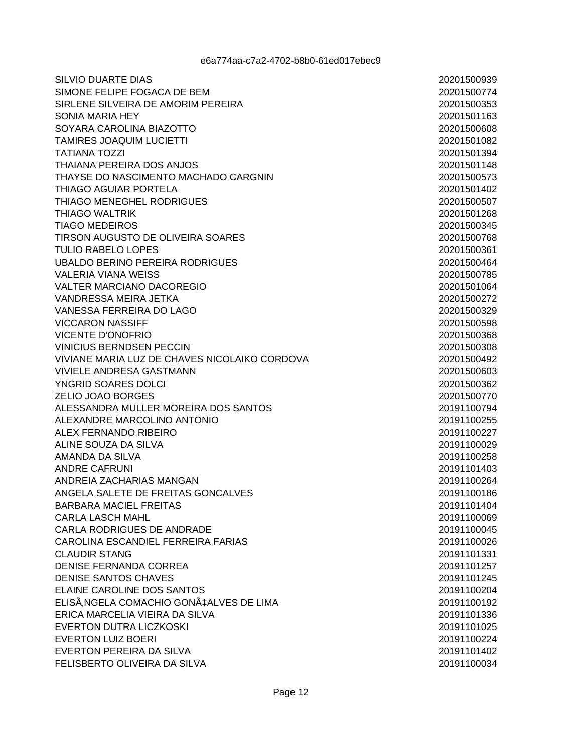| | |
|---|---|
| SILVIO DUARTE DIAS | 20201500939 |
| SIMONE FELIPE FOGACA DE BEM | 20201500774 |
| SIRLENE SILVEIRA DE AMORIM PEREIRA | 20201500353 |
| SONIA MARIA HEY | 20201501163 |
| SOYARA CAROLINA BIAZOTTO | 20201500608 |
| TAMIRES JOAQUIM LUCIETTI | 20201501082 |
| TATIANA TOZZI | 20201501394 |
| THAIANA PEREIRA DOS ANJOS | 20201501148 |
| THAYSE DO NASCIMENTO MACHADO CARGNIN | 20201500573 |
| THIAGO AGUIAR PORTELA | 20201501402 |
| THIAGO MENEGHEL RODRIGUES | 20201500507 |
| THIAGO WALTRIK | 20201501268 |
| TIAGO MEDEIROS | 20201500345 |
| TIRSON AUGUSTO DE OLIVEIRA SOARES | 20201500768 |
| TULIO RABELO LOPES | 20201500361 |
| UBALDO BERINO PEREIRA RODRIGUES | 20201500464 |
| VALERIA VIANA WEISS | 20201500785 |
| VALTER MARCIANO DACOREGIO | 20201501064 |
| VANDRESSA MEIRA JETKA | 20201500272 |
| VANESSA FERREIRA DO LAGO | 20201500329 |
| VICCARON NASSIFF | 20201500598 |
| VICENTE D'ONOFRIO | 20201500368 |
| VINICIUS BERNDSEN PECCIN | 20201500308 |
| VIVIANE MARIA LUZ DE CHAVES NICOLAIKO CORDOVA | 20201500492 |
| VIVIELE ANDRESA GASTMANN | 20201500603 |
| YNGRID SOARES DOLCI | 20201500362 |
| ZELIO JOAO BORGES | 20201500770 |
| ALESSANDRA MULLER MOREIRA DOS SANTOS | 20191100794 |
| ALEXANDRE MARCOLINO ANTONIO | 20191100255 |
| ALEX FERNANDO RIBEIRO | 20191100227 |
| ALINE SOUZA DA SILVA | 20191100029 |
| AMANDA DA SILVA | 20191100258 |
| ANDRE CAFRUNI | 20191101403 |
| ANDREIA ZACHARIAS MANGAN | 20191100264 |
| ANGELA SALETE DE FREITAS GONCALVES | 20191100186 |
| BARBARA MACIEL FREITAS | 20191101404 |
| CARLA LASCH MAHL | 20191100069 |
| CARLA RODRIGUES DE ANDRADE | 20191100045 |
| CAROLINA ESCANDIEL FERREIRA FARIAS | 20191100026 |
| CLAUDIR STANG | 20191101331 |
| DENISE FERNANDA CORREA | 20191101257 |
| DENISE SANTOS CHAVES | 20191101245 |
| ELAINE CAROLINE DOS SANTOS | 20191100204 |
| ELISÃ‚NGELA COMACHIO GONÃ‡ALVES DE LIMA | 20191100192 |
| ERICA MARCELIA VIEIRA DA SILVA | 20191101336 |
| EVERTON DUTRA LICZKOSKI | 20191101025 |
| EVERTON LUIZ BOERI | 20191100224 |
| EVERTON PEREIRA DA SILVA | 20191101402 |
| FELISBERTO OLIVEIRA DA SILVA | 20191100034 |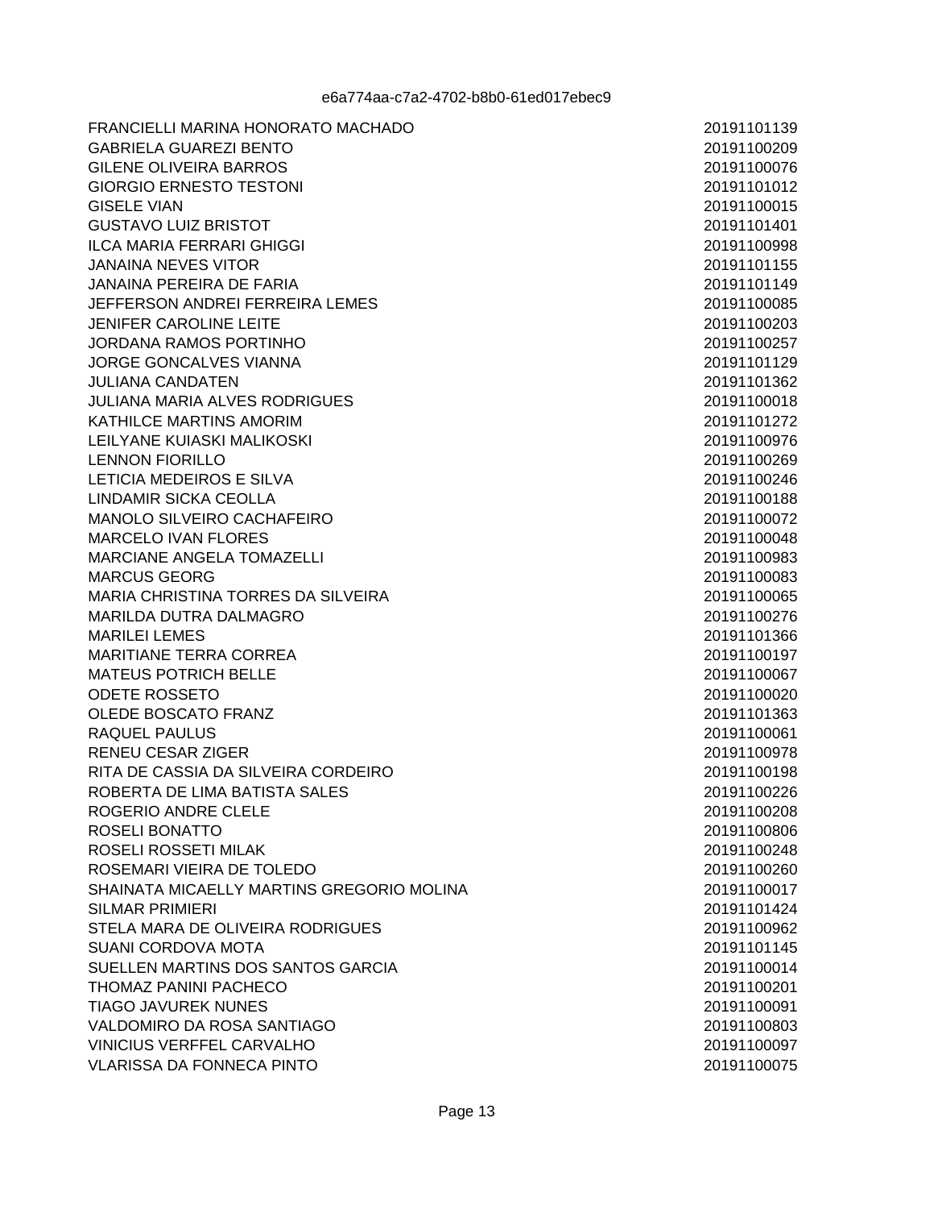e6a774aa-c7a2-4702-b8b0-61ed017ebec9

| | |
|---|---|
| FRANCIELLI MARINA HONORATO MACHADO | 20191101139 |
| GABRIELA GUAREZI BENTO | 20191100209 |
| GILENE OLIVEIRA BARROS | 20191100076 |
| GIORGIO ERNESTO TESTONI | 20191101012 |
| GISELE VIAN | 20191100015 |
| GUSTAVO LUIZ BRISTOT | 20191101401 |
| ILCA MARIA FERRARI GHIGGI | 20191100998 |
| JANAINA NEVES VITOR | 20191101155 |
| JANAINA PEREIRA DE FARIA | 20191101149 |
| JEFFERSON ANDREI FERREIRA LEMES | 20191100085 |
| JENIFER CAROLINE LEITE | 20191100203 |
| JORDANA RAMOS PORTINHO | 20191100257 |
| JORGE GONCALVES VIANNA | 20191101129 |
| JULIANA CANDATEN | 20191101362 |
| JULIANA MARIA ALVES RODRIGUES | 20191100018 |
| KATHILCE MARTINS AMORIM | 20191101272 |
| LEILYANE KUIASKI MALIKOSKI | 20191100976 |
| LENNON FIORILLO | 20191100269 |
| LETICIA MEDEIROS E SILVA | 20191100246 |
| LINDAMIR SICKA CEOLLA | 20191100188 |
| MANOLO SILVEIRO CACHAFEIRO | 20191100072 |
| MARCELO IVAN FLORES | 20191100048 |
| MARCIANE ANGELA TOMAZELLI | 20191100983 |
| MARCUS GEORG | 20191100083 |
| MARIA CHRISTINA TORRES DA SILVEIRA | 20191100065 |
| MARILDA DUTRA DALMAGRO | 20191100276 |
| MARILEI LEMES | 20191101366 |
| MARITIANE TERRA CORREA | 20191100197 |
| MATEUS POTRICH BELLE | 20191100067 |
| ODETE ROSSETO | 20191100020 |
| OLEDE BOSCATO FRANZ | 20191101363 |
| RAQUEL PAULUS | 20191100061 |
| RENEU CESAR ZIGER | 20191100978 |
| RITA DE CASSIA DA SILVEIRA CORDEIRO | 20191100198 |
| ROBERTA DE LIMA BATISTA SALES | 20191100226 |
| ROGERIO ANDRE CLELE | 20191100208 |
| ROSELI BONATTO | 20191100806 |
| ROSELI ROSSETI MILAK | 20191100248 |
| ROSEMARI VIEIRA DE TOLEDO | 20191100260 |
| SHAINATA MICAELLY MARTINS GREGORIO MOLINA | 20191100017 |
| SILMAR PRIMIERI | 20191101424 |
| STELA MARA DE OLIVEIRA RODRIGUES | 20191100962 |
| SUANI CORDOVA MOTA | 20191101145 |
| SUELLEN MARTINS DOS SANTOS GARCIA | 20191100014 |
| THOMAZ PANINI PACHECO | 20191100201 |
| TIAGO JAVUREK NUNES | 20191100091 |
| VALDOMIRO DA ROSA SANTIAGO | 20191100803 |
| VINICIUS VERFFEL CARVALHO | 20191100097 |
| VLARISSA DA FONNECA PINTO | 20191100075 |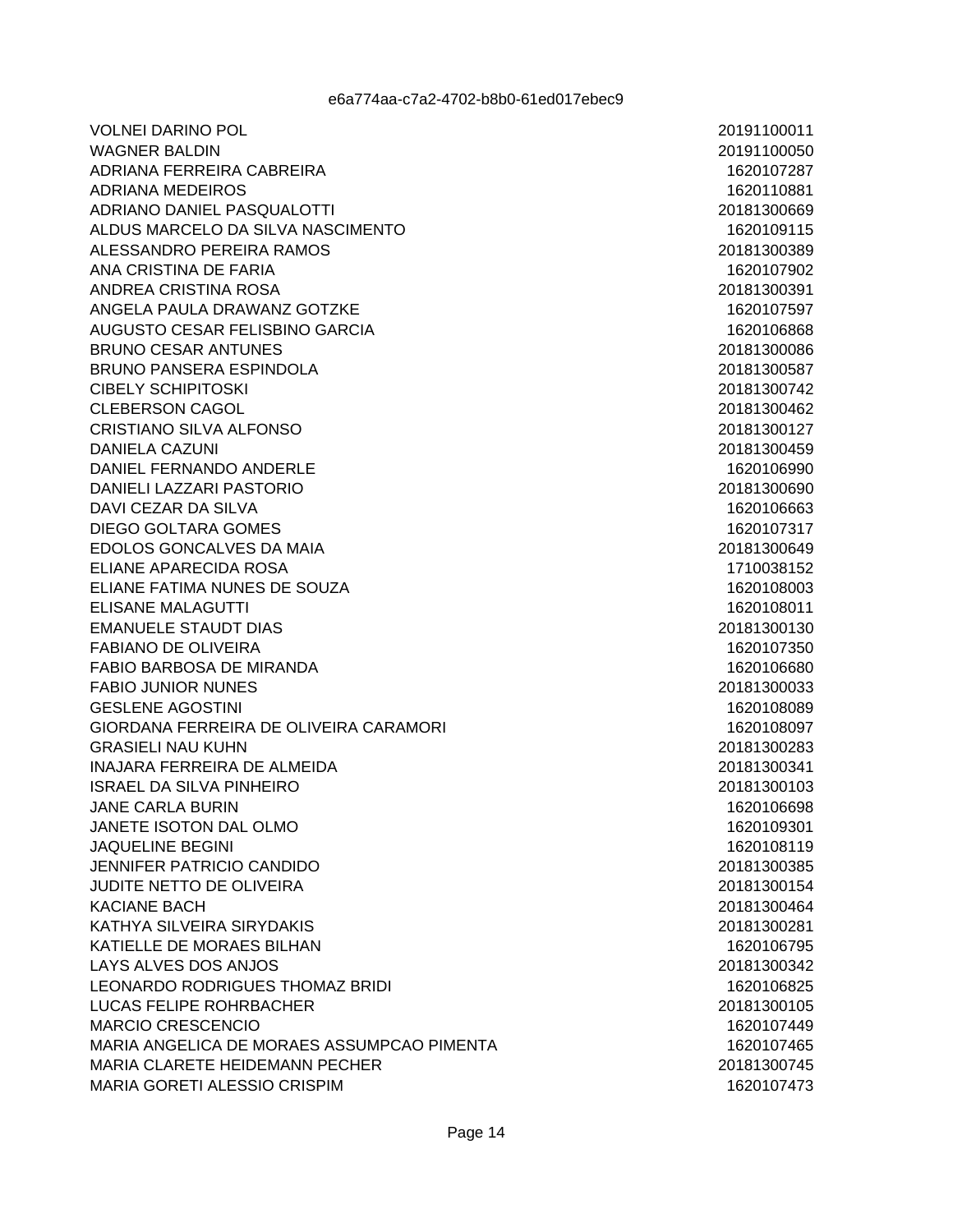e6a774aa-c7a2-4702-b8b0-61ed017ebec9

| | |
|---|---|
| VOLNEI DARINO POL | 20191100011 |
| WAGNER BALDIN | 20191100050 |
| ADRIANA FERREIRA CABREIRA | 1620107287 |
| ADRIANA MEDEIROS | 1620110881 |
| ADRIANO DANIEL PASQUALOTTI | 20181300669 |
| ALDUS MARCELO DA SILVA NASCIMENTO | 1620109115 |
| ALESSANDRO PEREIRA RAMOS | 20181300389 |
| ANA CRISTINA DE FARIA | 1620107902 |
| ANDREA CRISTINA ROSA | 20181300391 |
| ANGELA PAULA DRAWANZ GOTZKE | 1620107597 |
| AUGUSTO CESAR FELISBINO GARCIA | 1620106868 |
| BRUNO CESAR ANTUNES | 20181300086 |
| BRUNO PANSERA ESPINDOLA | 20181300587 |
| CIBELY SCHIPITOSKI | 20181300742 |
| CLEBERSON CAGOL | 20181300462 |
| CRISTIANO SILVA ALFONSO | 20181300127 |
| DANIELA CAZUNI | 20181300459 |
| DANIEL FERNANDO ANDERLE | 1620106990 |
| DANIELI LAZZARI PASTORIO | 20181300690 |
| DAVI CEZAR DA SILVA | 1620106663 |
| DIEGO GOLTARA GOMES | 1620107317 |
| EDOLOS GONCALVES DA MAIA | 20181300649 |
| ELIANE APARECIDA ROSA | 1710038152 |
| ELIANE FATIMA NUNES DE SOUZA | 1620108003 |
| ELISANE MALAGUTTI | 1620108011 |
| EMANUELE STAUDT DIAS | 20181300130 |
| FABIANO DE OLIVEIRA | 1620107350 |
| FABIO BARBOSA DE MIRANDA | 1620106680 |
| FABIO JUNIOR NUNES | 20181300033 |
| GESLENE AGOSTINI | 1620108089 |
| GIORDANA FERREIRA DE OLIVEIRA CARAMORI | 1620108097 |
| GRASIELI NAU KUHN | 20181300283 |
| INAJARA FERREIRA DE ALMEIDA | 20181300341 |
| ISRAEL DA SILVA PINHEIRO | 20181300103 |
| JANE CARLA BURIN | 1620106698 |
| JANETE ISOTON DAL OLMO | 1620109301 |
| JAQUELINE BEGINI | 1620108119 |
| JENNIFER PATRICIO CANDIDO | 20181300385 |
| JUDITE NETTO DE OLIVEIRA | 20181300154 |
| KACIANE BACH | 20181300464 |
| KATHYA SILVEIRA SIRYDAKIS | 20181300281 |
| KATIELLE DE MORAES BILHAN | 1620106795 |
| LAYS ALVES DOS ANJOS | 20181300342 |
| LEONARDO RODRIGUES THOMAZ BRIDI | 1620106825 |
| LUCAS FELIPE ROHRBACHER | 20181300105 |
| MARCIO CRESCENCIO | 1620107449 |
| MARIA ANGELICA DE MORAES ASSUMPCAO PIMENTA | 1620107465 |
| MARIA CLARETE HEIDEMANN PECHER | 20181300745 |
| MARIA GORETI ALESSIO CRISPIM | 1620107473 |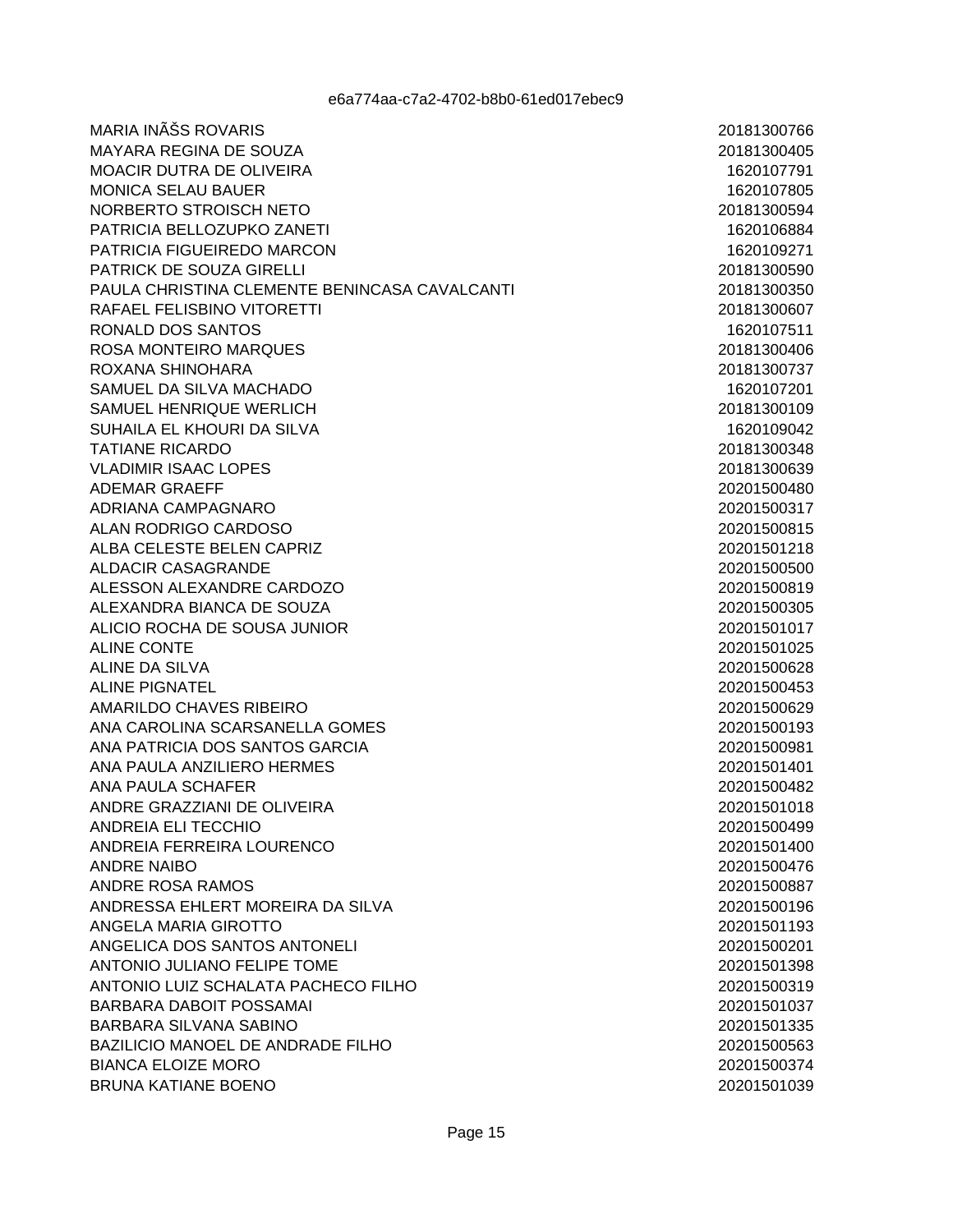| | |
|---|---|
| MARIA INÃŠS ROVARIS | 20181300766 |
| MAYARA REGINA DE SOUZA | 20181300405 |
| MOACIR DUTRA DE OLIVEIRA | 1620107791 |
| MONICA SELAU BAUER | 1620107805 |
| NORBERTO STROISCH NETO | 20181300594 |
| PATRICIA BELLOZUPKO ZANETI | 1620106884 |
| PATRICIA FIGUEIREDO MARCON | 1620109271 |
| PATRICK DE SOUZA GIRELLI | 20181300590 |
| PAULA CHRISTINA CLEMENTE BENINCASA CAVALCANTI | 20181300350 |
| RAFAEL FELISBINO VITORETTI | 20181300607 |
| RONALD DOS SANTOS | 1620107511 |
| ROSA MONTEIRO MARQUES | 20181300406 |
| ROXANA SHINOHARA | 20181300737 |
| SAMUEL DA SILVA MACHADO | 1620107201 |
| SAMUEL HENRIQUE WERLICH | 20181300109 |
| SUHAILA EL KHOURI DA SILVA | 1620109042 |
| TATIANE RICARDO | 20181300348 |
| VLADIMIR ISAAC LOPES | 20181300639 |
| ADEMAR GRAEFF | 20201500480 |
| ADRIANA CAMPAGNARO | 20201500317 |
| ALAN RODRIGO CARDOSO | 20201500815 |
| ALBA CELESTE BELEN CAPRIZ | 20201501218 |
| ALDACIR CASAGRANDE | 20201500500 |
| ALESSON ALEXANDRE CARDOZO | 20201500819 |
| ALEXANDRA BIANCA DE SOUZA | 20201500305 |
| ALICIO ROCHA DE SOUSA JUNIOR | 20201501017 |
| ALINE CONTE | 20201501025 |
| ALINE DA SILVA | 20201500628 |
| ALINE PIGNATEL | 20201500453 |
| AMARILDO CHAVES RIBEIRO | 20201500629 |
| ANA CAROLINA SCARSANELLA GOMES | 20201500193 |
| ANA PATRICIA DOS SANTOS GARCIA | 20201500981 |
| ANA PAULA ANZILIERO HERMES | 20201501401 |
| ANA PAULA SCHAFER | 20201500482 |
| ANDRE GRAZZIANI DE OLIVEIRA | 20201501018 |
| ANDREIA ELI TECCHIO | 20201500499 |
| ANDREIA FERREIRA LOURENCO | 20201501400 |
| ANDRE NAIBO | 20201500476 |
| ANDRE ROSA RAMOS | 20201500887 |
| ANDRESSA EHLERT MOREIRA DA SILVA | 20201500196 |
| ANGELA MARIA GIROTTO | 20201501193 |
| ANGELICA DOS SANTOS ANTONELI | 20201500201 |
| ANTONIO JULIANO FELIPE TOME | 20201501398 |
| ANTONIO LUIZ SCHALATA PACHECO FILHO | 20201500319 |
| BARBARA DABOIT POSSAMAI | 20201501037 |
| BARBARA SILVANA SABINO | 20201501335 |
| BAZILICIO MANOEL DE ANDRADE FILHO | 20201500563 |
| BIANCA ELOIZE MORO | 20201500374 |
| BRUNA KATIANE BOENO | 20201501039 |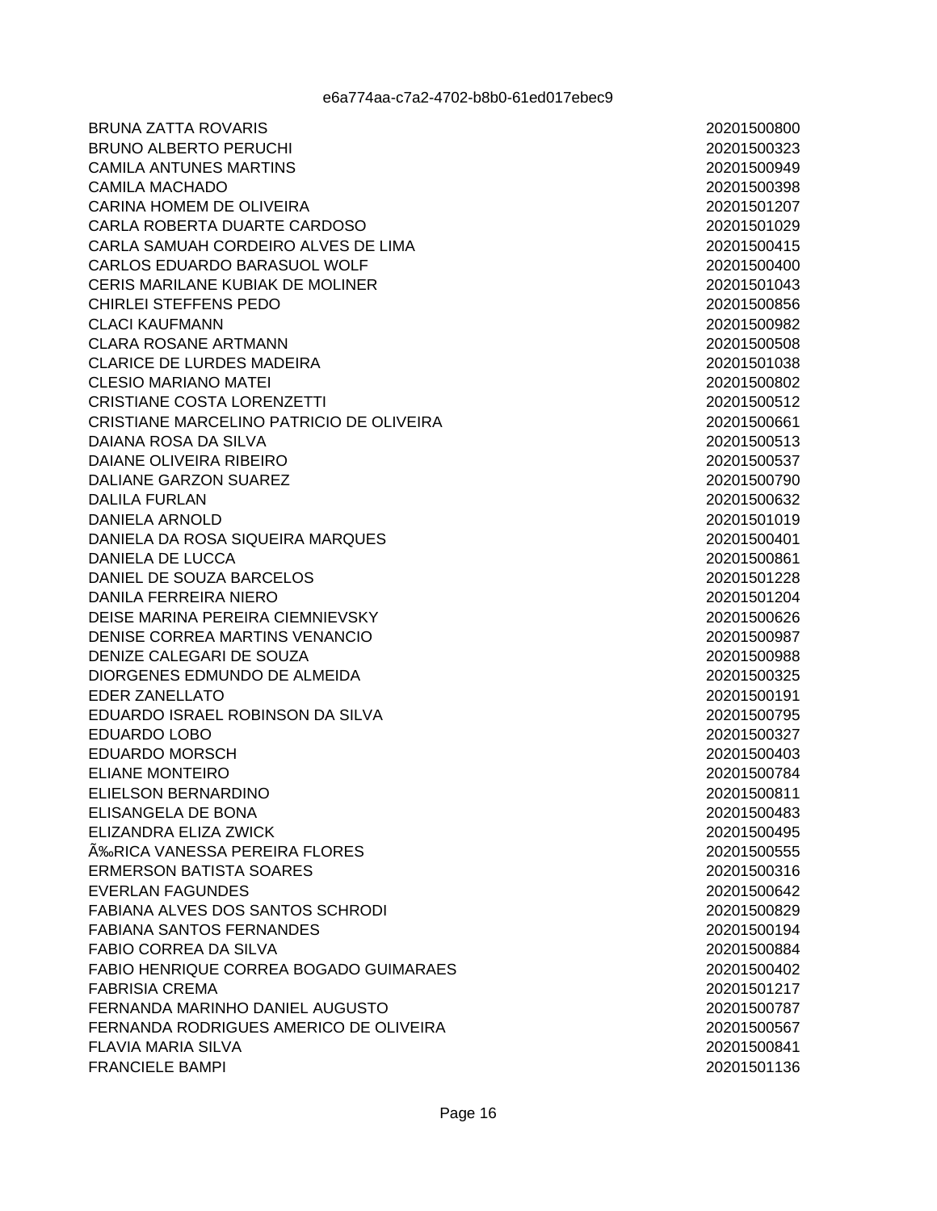| | |
|---|---|
| BRUNA ZATTA ROVARIS | 20201500800 |
| BRUNO ALBERTO PERUCHI | 20201500323 |
| CAMILA ANTUNES MARTINS | 20201500949 |
| CAMILA MACHADO | 20201500398 |
| CARINA HOMEM DE OLIVEIRA | 20201501207 |
| CARLA ROBERTA DUARTE CARDOSO | 20201501029 |
| CARLA SAMUAH CORDEIRO ALVES DE LIMA | 20201500415 |
| CARLOS EDUARDO BARASUOL WOLF | 20201500400 |
| CERIS MARILANE KUBIAK DE MOLINER | 20201501043 |
| CHIRLEI STEFFENS PEDO | 20201500856 |
| CLACI KAUFMANN | 20201500982 |
| CLARA ROSANE ARTMANN | 20201500508 |
| CLARICE DE LURDES MADEIRA | 20201501038 |
| CLESIO MARIANO MATEI | 20201500802 |
| CRISTIANE COSTA LORENZETTI | 20201500512 |
| CRISTIANE MARCELINO PATRICIO DE OLIVEIRA | 20201500661 |
| DAIANA ROSA DA SILVA | 20201500513 |
| DAIANE OLIVEIRA RIBEIRO | 20201500537 |
| DALIANE GARZON SUAREZ | 20201500790 |
| DALILA FURLAN | 20201500632 |
| DANIELA ARNOLD | 20201501019 |
| DANIELA DA ROSA SIQUEIRA MARQUES | 20201500401 |
| DANIELA DE LUCCA | 20201500861 |
| DANIEL DE SOUZA BARCELOS | 20201501228 |
| DANILA FERREIRA NIERO | 20201501204 |
| DEISE MARINA PEREIRA CIEMNIEVSKY | 20201500626 |
| DENISE CORREA MARTINS VENANCIO | 20201500987 |
| DENIZE CALEGARI DE SOUZA | 20201500988 |
| DIORGENES EDMUNDO DE ALMEIDA | 20201500325 |
| EDER ZANELLATO | 20201500191 |
| EDUARDO ISRAEL ROBINSON DA SILVA | 20201500795 |
| EDUARDO LOBO | 20201500327 |
| EDUARDO MORSCH | 20201500403 |
| ELIANE MONTEIRO | 20201500784 |
| ELIELSON BERNARDINO | 20201500811 |
| ELISANGELA DE BONA | 20201500483 |
| ELIZANDRA ELIZA ZWICK | 20201500495 |
| Ã‰RICA VANESSA PEREIRA FLORES | 20201500555 |
| ERMERSON BATISTA SOARES | 20201500316 |
| EVERLAN FAGUNDES | 20201500642 |
| FABIANA ALVES DOS SANTOS SCHRODI | 20201500829 |
| FABIANA SANTOS FERNANDES | 20201500194 |
| FABIO CORREA DA SILVA | 20201500884 |
| FABIO HENRIQUE CORREA BOGADO GUIMARAES | 20201500402 |
| FABRISIA CREMA | 20201501217 |
| FERNANDA MARINHO DANIEL AUGUSTO | 20201500787 |
| FERNANDA RODRIGUES AMERICO DE OLIVEIRA | 20201500567 |
| FLAVIA MARIA SILVA | 20201500841 |
| FRANCIELE BAMPI | 20201501136 |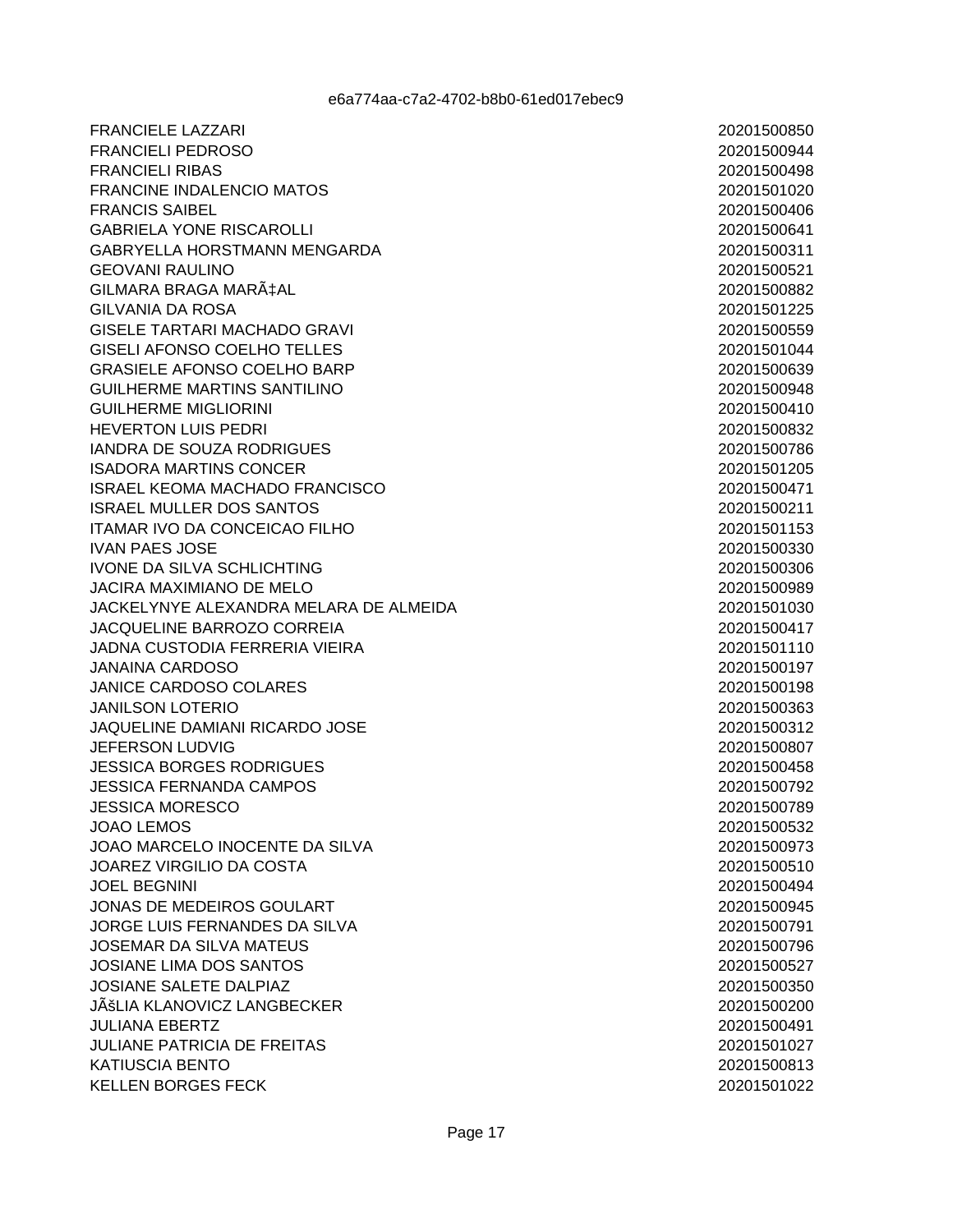| | |
|---|---|
| FRANCIELE LAZZARI | 20201500850 |
| FRANCIELI PEDROSO | 20201500944 |
| FRANCIELI RIBAS | 20201500498 |
| FRANCINE INDALENCIO MATOS | 20201501020 |
| FRANCIS SAIBEL | 20201500406 |
| GABRIELA YONE RISCAROLLI | 20201500641 |
| GABRYELLA HORSTMANN MENGARDA | 20201500311 |
| GEOVANI RAULINO | 20201500521 |
| GILMARA BRAGA MARÃ‡AL | 20201500882 |
| GILVANIA DA ROSA | 20201501225 |
| GISELE TARTARI MACHADO GRAVI | 20201500559 |
| GISELI AFONSO COELHO TELLES | 20201501044 |
| GRASIELE AFONSO COELHO BARP | 20201500639 |
| GUILHERME MARTINS SANTILINO | 20201500948 |
| GUILHERME MIGLIORINI | 20201500410 |
| HEVERTON LUIS PEDRI | 20201500832 |
| IANDRA DE SOUZA RODRIGUES | 20201500786 |
| ISADORA MARTINS CONCER | 20201501205 |
| ISRAEL KEOMA MACHADO FRANCISCO | 20201500471 |
| ISRAEL MULLER DOS SANTOS | 20201500211 |
| ITAMAR IVO DA CONCEICAO FILHO | 20201501153 |
| IVAN PAES JOSE | 20201500330 |
| IVONE DA SILVA SCHLICHTING | 20201500306 |
| JACIRA MAXIMIANO DE MELO | 20201500989 |
| JACKELYNYE ALEXANDRA MELARA DE ALMEIDA | 20201501030 |
| JACQUELINE BARROZO CORREIA | 20201500417 |
| JADNA CUSTODIA FERRERIA VIEIRA | 20201501110 |
| JANAINA CARDOSO | 20201500197 |
| JANICE CARDOSO COLARES | 20201500198 |
| JANILSON LOTERIO | 20201500363 |
| JAQUELINE DAMIANI RICARDO JOSE | 20201500312 |
| JEFERSON LUDVIG | 20201500807 |
| JESSICA BORGES RODRIGUES | 20201500458 |
| JESSICA FERNANDA CAMPOS | 20201500792 |
| JESSICA MORESCO | 20201500789 |
| JOAO LEMOS | 20201500532 |
| JOAO MARCELO INOCENTE DA SILVA | 20201500973 |
| JOAREZ VIRGILIO DA COSTA | 20201500510 |
| JOEL BEGNINI | 20201500494 |
| JONAS DE MEDEIROS GOULART | 20201500945 |
| JORGE LUIS FERNANDES DA SILVA | 20201500791 |
| JOSEMAR DA SILVA MATEUS | 20201500796 |
| JOSIANE LIMA DOS SANTOS | 20201500527 |
| JOSIANE SALETE DALPIAZ | 20201500350 |
| JÃšLIA KLANOVICZ LANGBECKER | 20201500200 |
| JULIANA EBERTZ | 20201500491 |
| JULIANE PATRICIA DE FREITAS | 20201501027 |
| KATIUSCIA BENTO | 20201500813 |
| KELLEN BORGES FECK | 20201501022 |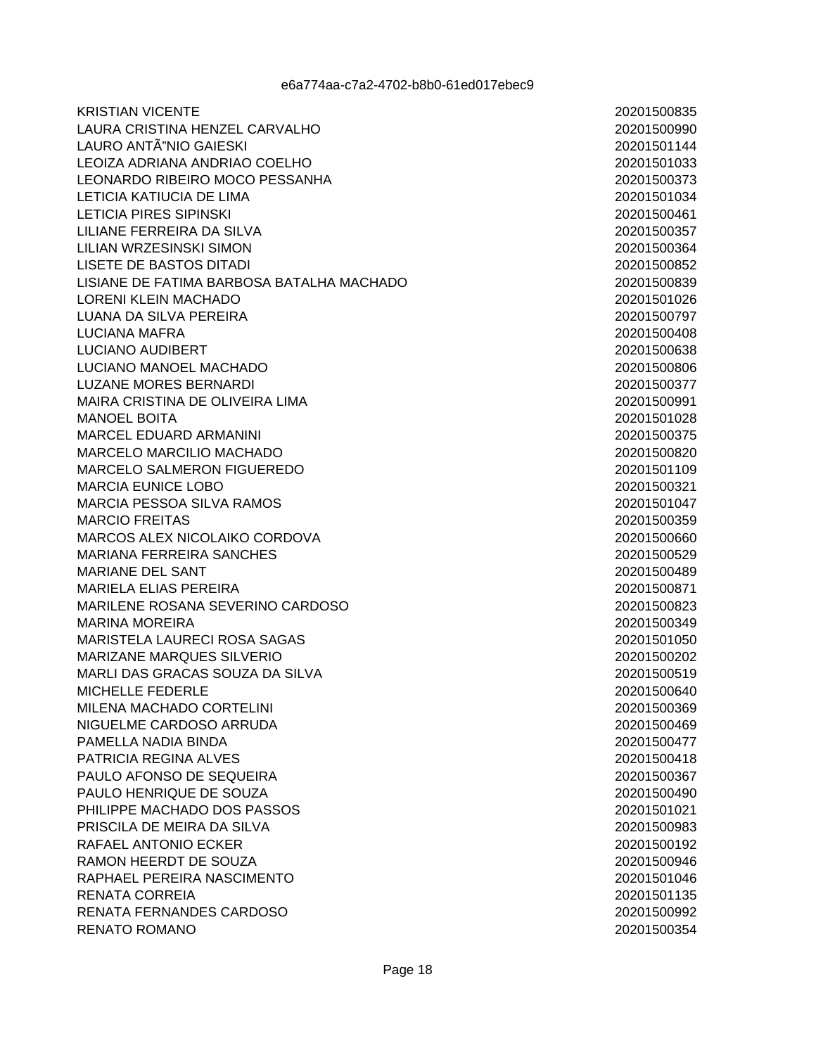e6a774aa-c7a2-4702-b8b0-61ed017ebec9

| | |
|---|---|
| KRISTIAN VICENTE | 20201500835 |
| LAURA CRISTINA HENZEL CARVALHO | 20201500990 |
| LAURO ANTÃ”NIO GAIESKI | 20201501144 |
| LEOIZA ADRIANA ANDRIAO COELHO | 20201501033 |
| LEONARDO RIBEIRO MOCO PESSANHA | 20201500373 |
| LETICIA KATIUCIA DE LIMA | 20201501034 |
| LETICIA PIRES SIPINSKI | 20201500461 |
| LILIANE FERREIRA DA SILVA | 20201500357 |
| LILIAN WRZESINSKI SIMON | 20201500364 |
| LISETE DE BASTOS DITADI | 20201500852 |
| LISIANE DE FATIMA BARBOSA BATALHA MACHADO | 20201500839 |
| LORENI KLEIN MACHADO | 20201501026 |
| LUANA DA SILVA PEREIRA | 20201500797 |
| LUCIANA MAFRA | 20201500408 |
| LUCIANO AUDIBERT | 20201500638 |
| LUCIANO MANOEL MACHADO | 20201500806 |
| LUZANE MORES BERNARDI | 20201500377 |
| MAIRA CRISTINA DE OLIVEIRA LIMA | 20201500991 |
| MANOEL BOITA | 20201501028 |
| MARCEL EDUARD ARMANINI | 20201500375 |
| MARCELO MARCILIO MACHADO | 20201500820 |
| MARCELO SALMERON FIGUEREDO | 20201501109 |
| MARCIA EUNICE LOBO | 20201500321 |
| MARCIA PESSOA SILVA RAMOS | 20201501047 |
| MARCIO FREITAS | 20201500359 |
| MARCOS ALEX NICOLAIKO CORDOVA | 20201500660 |
| MARIANA FERREIRA SANCHES | 20201500529 |
| MARIANE DEL SANT | 20201500489 |
| MARIELA ELIAS PEREIRA | 20201500871 |
| MARILENE ROSANA SEVERINO CARDOSO | 20201500823 |
| MARINA MOREIRA | 20201500349 |
| MARISTELA LAURECI ROSA SAGAS | 20201501050 |
| MARIZANE MARQUES SILVERIO | 20201500202 |
| MARLI DAS GRACAS SOUZA DA SILVA | 20201500519 |
| MICHELLE FEDERLE | 20201500640 |
| MILENA MACHADO CORTELINI | 20201500369 |
| NIGUELME CARDOSO ARRUDA | 20201500469 |
| PAMELLA NADIA BINDA | 20201500477 |
| PATRICIA REGINA ALVES | 20201500418 |
| PAULO AFONSO DE SEQUEIRA | 20201500367 |
| PAULO HENRIQUE DE SOUZA | 20201500490 |
| PHILIPPE MACHADO DOS PASSOS | 20201501021 |
| PRISCILA DE MEIRA DA SILVA | 20201500983 |
| RAFAEL ANTONIO ECKER | 20201500192 |
| RAMON HEERDT DE SOUZA | 20201500946 |
| RAPHAEL PEREIRA NASCIMENTO | 20201501046 |
| RENATA CORREIA | 20201501135 |
| RENATA FERNANDES CARDOSO | 20201500992 |
| RENATO ROMANO | 20201500354 |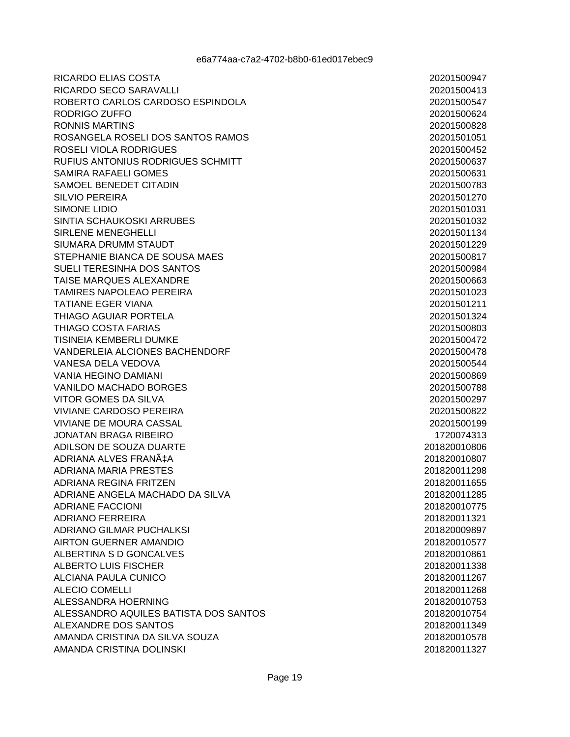| | |
|---|---|
| RICARDO ELIAS COSTA | 20201500947 |
| RICARDO SECO SARAVALLI | 20201500413 |
| ROBERTO CARLOS CARDOSO ESPINDOLA | 20201500547 |
| RODRIGO ZUFFO | 20201500624 |
| RONNIS MARTINS | 20201500828 |
| ROSANGELA ROSELI DOS SANTOS RAMOS | 20201501051 |
| ROSELI VIOLA RODRIGUES | 20201500452 |
| RUFIUS ANTONIUS RODRIGUES SCHMITT | 20201500637 |
| SAMIRA RAFAELI GOMES | 20201500631 |
| SAMOEL BENEDET CITADIN | 20201500783 |
| SILVIO PEREIRA | 20201501270 |
| SIMONE LIDIO | 20201501031 |
| SINTIA SCHAUKOSKI ARRUBES | 20201501032 |
| SIRLENE MENEGHELLI | 20201501134 |
| SIUMARA DRUMM STAUDT | 20201501229 |
| STEPHANIE BIANCA DE SOUSA MAES | 20201500817 |
| SUELI TERESINHA DOS SANTOS | 20201500984 |
| TAISE MARQUES ALEXANDRE | 20201500663 |
| TAMIRES NAPOLEAO PEREIRA | 20201501023 |
| TATIANE EGER VIANA | 20201501211 |
| THIAGO AGUIAR PORTELA | 20201501324 |
| THIAGO COSTA FARIAS | 20201500803 |
| TISINEIA KEMBERLI DUMKE | 20201500472 |
| VANDERLEIA ALCIONES BACHENDORF | 20201500478 |
| VANESA DELA VEDOVA | 20201500544 |
| VANIA HEGINO DAMIANI | 20201500869 |
| VANILDO MACHADO BORGES | 20201500788 |
| VITOR GOMES DA SILVA | 20201500297 |
| VIVIANE CARDOSO PEREIRA | 20201500822 |
| VIVIANE DE MOURA CASSAL | 20201500199 |
| JONATAN BRAGA RIBEIRO | 1720074313 |
| ADILSON DE SOUZA DUARTE | 201820010806 |
| ADRIANA ALVES FRANÃ‡A | 201820010807 |
| ADRIANA MARIA PRESTES | 201820011298 |
| ADRIANA REGINA FRITZEN | 201820011655 |
| ADRIANE ANGELA MACHADO DA SILVA | 201820011285 |
| ADRIANE FACCIONI | 201820010775 |
| ADRIANO FERREIRA | 201820011321 |
| ADRIANO GILMAR PUCHALKSI | 201820009897 |
| AIRTON GUERNER AMANDIO | 201820010577 |
| ALBERTINA S D GONCALVES | 201820010861 |
| ALBERTO LUIS FISCHER | 201820011338 |
| ALCIANA PAULA CUNICO | 201820011267 |
| ALECIO COMELLI | 201820011268 |
| ALESSANDRA HOERNING | 201820010753 |
| ALESSANDRO AQUILES BATISTA DOS SANTOS | 201820010754 |
| ALEXANDRE DOS SANTOS | 201820011349 |
| AMANDA CRISTINA DA SILVA SOUZA | 201820010578 |
| AMANDA CRISTINA DOLINSKI | 201820011327 |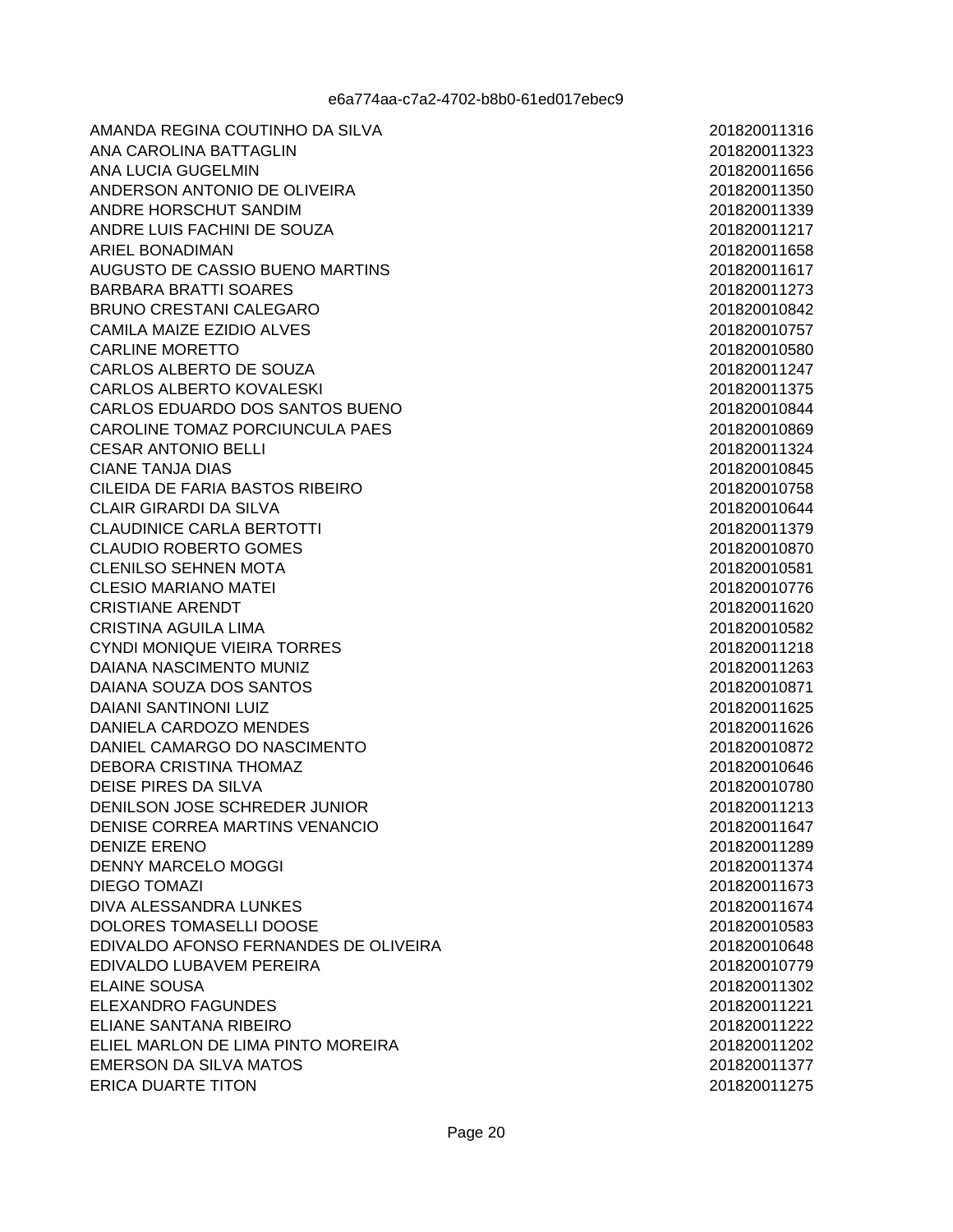| Nome | Número |
| --- | --- |
| AMANDA REGINA COUTINHO DA SILVA | 201820011316 |
| ANA CAROLINA BATTAGLIN | 201820011323 |
| ANA LUCIA GUGELMIN | 201820011656 |
| ANDERSON ANTONIO DE OLIVEIRA | 201820011350 |
| ANDRE HORSCHUT SANDIM | 201820011339 |
| ANDRE LUIS FACHINI DE SOUZA | 201820011217 |
| ARIEL BONADIMAN | 201820011658 |
| AUGUSTO DE CASSIO BUENO MARTINS | 201820011617 |
| BARBARA BRATTI SOARES | 201820011273 |
| BRUNO CRESTANI CALEGARO | 201820010842 |
| CAMILA MAIZE EZIDIO ALVES | 201820010757 |
| CARLINE MORETTO | 201820010580 |
| CARLOS ALBERTO DE SOUZA | 201820011247 |
| CARLOS ALBERTO KOVALESKI | 201820011375 |
| CARLOS EDUARDO DOS SANTOS BUENO | 201820010844 |
| CAROLINE TOMAZ PORCIUNCULA PAES | 201820010869 |
| CESAR ANTONIO BELLI | 201820011324 |
| CIANE TANJA DIAS | 201820010845 |
| CILEIDA DE FARIA BASTOS RIBEIRO | 201820010758 |
| CLAIR GIRARDI DA SILVA | 201820010644 |
| CLAUDINICE CARLA BERTOTTI | 201820011379 |
| CLAUDIO ROBERTO GOMES | 201820010870 |
| CLENILSO SEHNEN MOTA | 201820010581 |
| CLESIO MARIANO MATEI | 201820010776 |
| CRISTIANE ARENDT | 201820011620 |
| CRISTINA AGUILA LIMA | 201820010582 |
| CYNDI MONIQUE VIEIRA TORRES | 201820011218 |
| DAIANA NASCIMENTO MUNIZ | 201820011263 |
| DAIANA SOUZA DOS SANTOS | 201820010871 |
| DAIANI SANTINONI LUIZ | 201820011625 |
| DANIELA CARDOZO MENDES | 201820011626 |
| DANIEL CAMARGO DO NASCIMENTO | 201820010872 |
| DEBORA CRISTINA THOMAZ | 201820010646 |
| DEISE PIRES DA SILVA | 201820010780 |
| DENILSON JOSE SCHREDER JUNIOR | 201820011213 |
| DENISE CORREA MARTINS VENANCIO | 201820011647 |
| DENIZE ERENO | 201820011289 |
| DENNY MARCELO MOGGI | 201820011374 |
| DIEGO TOMAZI | 201820011673 |
| DIVA ALESSANDRA LUNKES | 201820011674 |
| DOLORES TOMASELLI DOOSE | 201820010583 |
| EDIVALDO AFONSO FERNANDES DE OLIVEIRA | 201820010648 |
| EDIVALDO LUBAVEM PEREIRA | 201820010779 |
| ELAINE SOUSA | 201820011302 |
| ELEXANDRO FAGUNDES | 201820011221 |
| ELIANE SANTANA RIBEIRO | 201820011222 |
| ELIEL MARLON DE LIMA PINTO MOREIRA | 201820011202 |
| EMERSON DA SILVA MATOS | 201820011377 |
| ERICA DUARTE TITON | 201820011275 |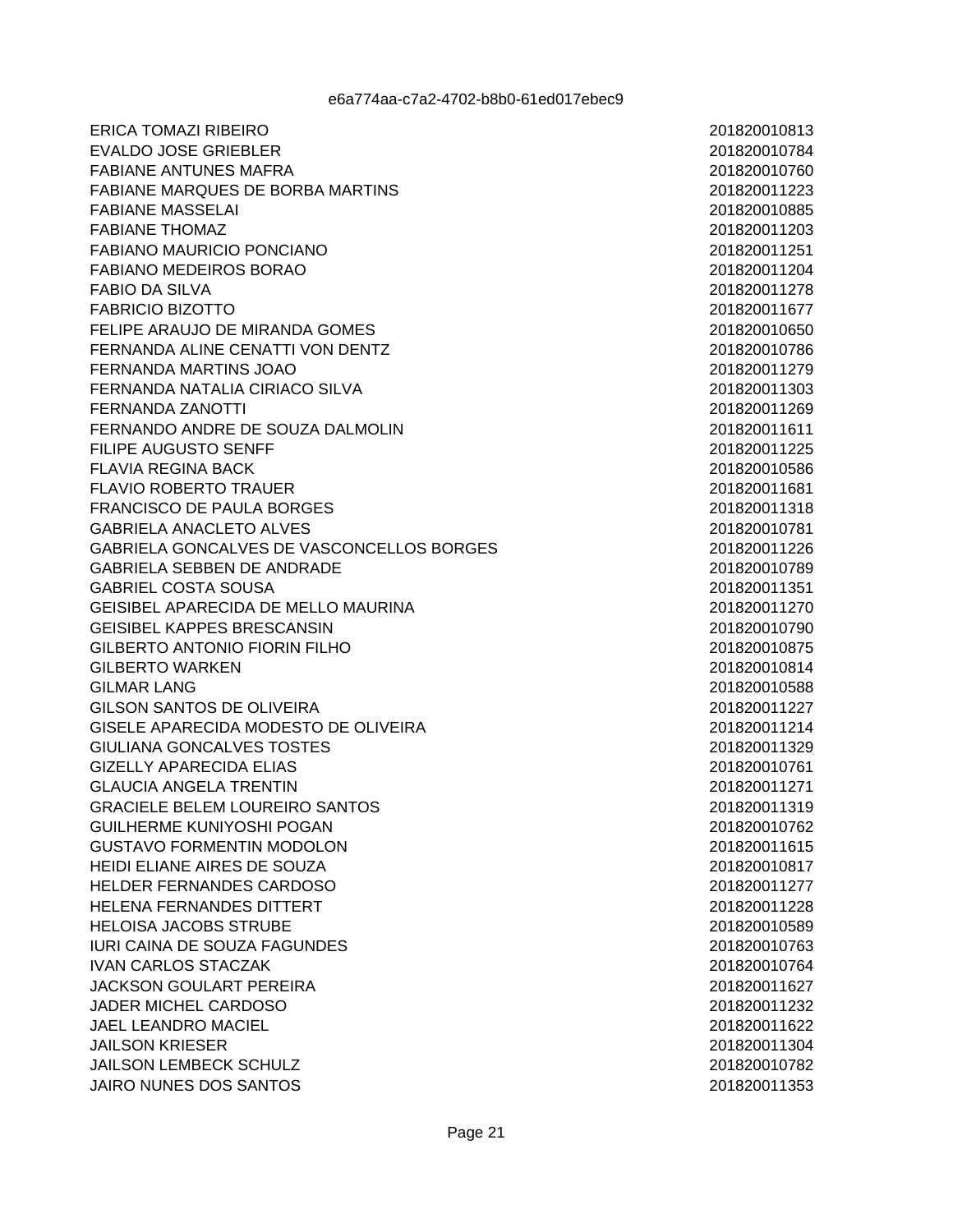| | |
|---|---|
| ERICA TOMAZI RIBEIRO | 201820010813 |
| EVALDO JOSE GRIEBLER | 201820010784 |
| FABIANE ANTUNES MAFRA | 201820010760 |
| FABIANE MARQUES DE BORBA MARTINS | 201820011223 |
| FABIANE MASSELAI | 201820010885 |
| FABIANE THOMAZ | 201820011203 |
| FABIANO MAURICIO PONCIANO | 201820011251 |
| FABIANO MEDEIROS BORAO | 201820011204 |
| FABIO DA SILVA | 201820011278 |
| FABRICIO BIZOTTO | 201820011677 |
| FELIPE ARAUJO DE MIRANDA GOMES | 201820010650 |
| FERNANDA ALINE CENATTI VON DENTZ | 201820010786 |
| FERNANDA MARTINS JOAO | 201820011279 |
| FERNANDA NATALIA CIRIACO SILVA | 201820011303 |
| FERNANDA ZANOTTI | 201820011269 |
| FERNANDO ANDRE DE SOUZA DALMOLIN | 201820011611 |
| FILIPE AUGUSTO SENFF | 201820011225 |
| FLAVIA REGINA BACK | 201820010586 |
| FLAVIO ROBERTO TRAUER | 201820011681 |
| FRANCISCO DE PAULA BORGES | 201820011318 |
| GABRIELA ANACLETO ALVES | 201820010781 |
| GABRIELA GONCALVES DE VASCONCELLOS BORGES | 201820011226 |
| GABRIELA SEBBEN DE ANDRADE | 201820010789 |
| GABRIEL COSTA SOUSA | 201820011351 |
| GEISIBEL APARECIDA DE MELLO MAURINA | 201820011270 |
| GEISIBEL KAPPES BRESCANSIN | 201820010790 |
| GILBERTO ANTONIO FIORIN FILHO | 201820010875 |
| GILBERTO WARKEN | 201820010814 |
| GILMAR LANG | 201820010588 |
| GILSON SANTOS DE OLIVEIRA | 201820011227 |
| GISELE APARECIDA MODESTO DE OLIVEIRA | 201820011214 |
| GIULIANA GONCALVES TOSTES | 201820011329 |
| GIZELLY APARECIDA ELIAS | 201820010761 |
| GLAUCIA ANGELA TRENTIN | 201820011271 |
| GRACIELE BELEM LOUREIRO SANTOS | 201820011319 |
| GUILHERME KUNIYOSHI POGAN | 201820010762 |
| GUSTAVO FORMENTIN MODOLON | 201820011615 |
| HEIDI ELIANE AIRES DE SOUZA | 201820010817 |
| HELDER FERNANDES CARDOSO | 201820011277 |
| HELENA FERNANDES DITTERT | 201820011228 |
| HELOISA JACOBS STRUBE | 201820010589 |
| IURI CAINA DE SOUZA FAGUNDES | 201820010763 |
| IVAN CARLOS STACZAK | 201820010764 |
| JACKSON GOULART PEREIRA | 201820011627 |
| JADER MICHEL CARDOSO | 201820011232 |
| JAEL LEANDRO MACIEL | 201820011622 |
| JAILSON KRIESER | 201820011304 |
| JAILSON LEMBECK SCHULZ | 201820010782 |
| JAIRO NUNES DOS SANTOS | 201820011353 |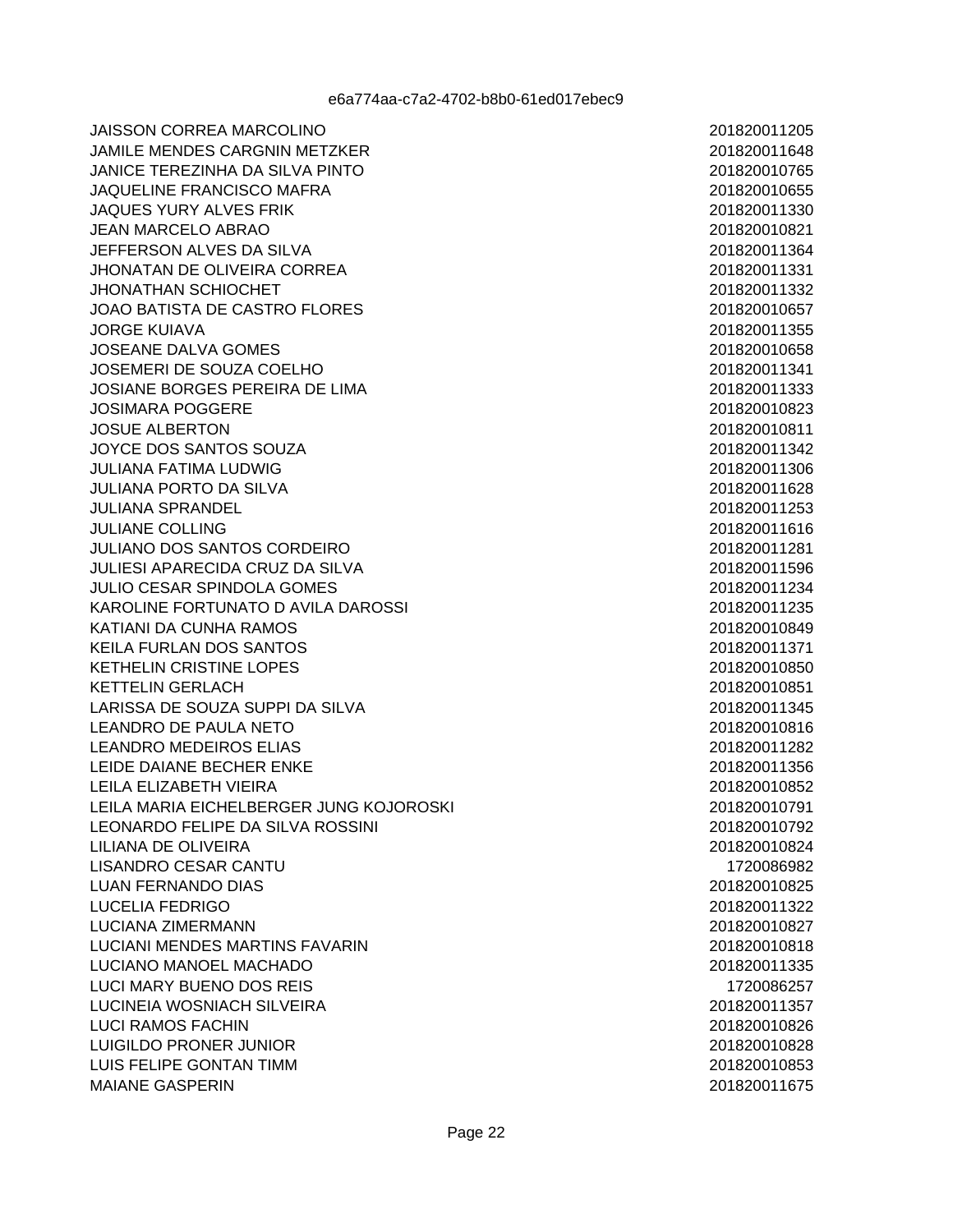e6a774aa-c7a2-4702-b8b0-61ed017ebec9

| | |
|---|---|
| JAISSON CORREA MARCOLINO | 201820011205 |
| JAMILE MENDES CARGNIN METZKER | 201820011648 |
| JANICE TEREZINHA DA SILVA PINTO | 201820010765 |
| JAQUELINE FRANCISCO MAFRA | 201820010655 |
| JAQUES YURY ALVES FRIK | 201820011330 |
| JEAN MARCELO ABRAO | 201820010821 |
| JEFFERSON ALVES DA SILVA | 201820011364 |
| JHONATAN DE OLIVEIRA CORREA | 201820011331 |
| JHONATHAN SCHIOCHET | 201820011332 |
| JOAO BATISTA DE CASTRO FLORES | 201820010657 |
| JORGE KUIAVA | 201820011355 |
| JOSEANE DALVA GOMES | 201820010658 |
| JOSEMERI DE SOUZA COELHO | 201820011341 |
| JOSIANE BORGES PEREIRA DE LIMA | 201820011333 |
| JOSIMARA POGGERE | 201820010823 |
| JOSUE ALBERTON | 201820010811 |
| JOYCE DOS SANTOS SOUZA | 201820011342 |
| JULIANA FATIMA LUDWIG | 201820011306 |
| JULIANA PORTO DA SILVA | 201820011628 |
| JULIANA SPRANDEL | 201820011253 |
| JULIANE COLLING | 201820011616 |
| JULIANO DOS SANTOS CORDEIRO | 201820011281 |
| JULIESI APARECIDA CRUZ DA SILVA | 201820011596 |
| JULIO CESAR SPINDOLA GOMES | 201820011234 |
| KAROLINE FORTUNATO D AVILA DAROSSI | 201820011235 |
| KATIANI DA CUNHA RAMOS | 201820010849 |
| KEILA FURLAN DOS SANTOS | 201820011371 |
| KETHELIN CRISTINE LOPES | 201820010850 |
| KETTELIN GERLACH | 201820010851 |
| LARISSA DE SOUZA SUPPI DA SILVA | 201820011345 |
| LEANDRO DE PAULA NETO | 201820010816 |
| LEANDRO MEDEIROS ELIAS | 201820011282 |
| LEIDE DAIANE BECHER ENKE | 201820011356 |
| LEILA ELIZABETH VIEIRA | 201820010852 |
| LEILA MARIA EICHELBERGER JUNG KOJOROSKI | 201820010791 |
| LEONARDO FELIPE DA SILVA ROSSINI | 201820010792 |
| LILIANA DE OLIVEIRA | 201820010824 |
| LISANDRO CESAR CANTU | 1720086982 |
| LUAN FERNANDO DIAS | 201820010825 |
| LUCELIA FEDRIGO | 201820011322 |
| LUCIANA ZIMERMANN | 201820010827 |
| LUCIANI MENDES MARTINS FAVARIN | 201820010818 |
| LUCIANO MANOEL MACHADO | 201820011335 |
| LUCI MARY BUENO DOS REIS | 1720086257 |
| LUCINEIA WOSNIACH SILVEIRA | 201820011357 |
| LUCI RAMOS FACHIN | 201820010826 |
| LUIGILDO PRONER JUNIOR | 201820010828 |
| LUIS FELIPE GONTAN TIMM | 201820010853 |
| MAIANE GASPERIN | 201820011675 |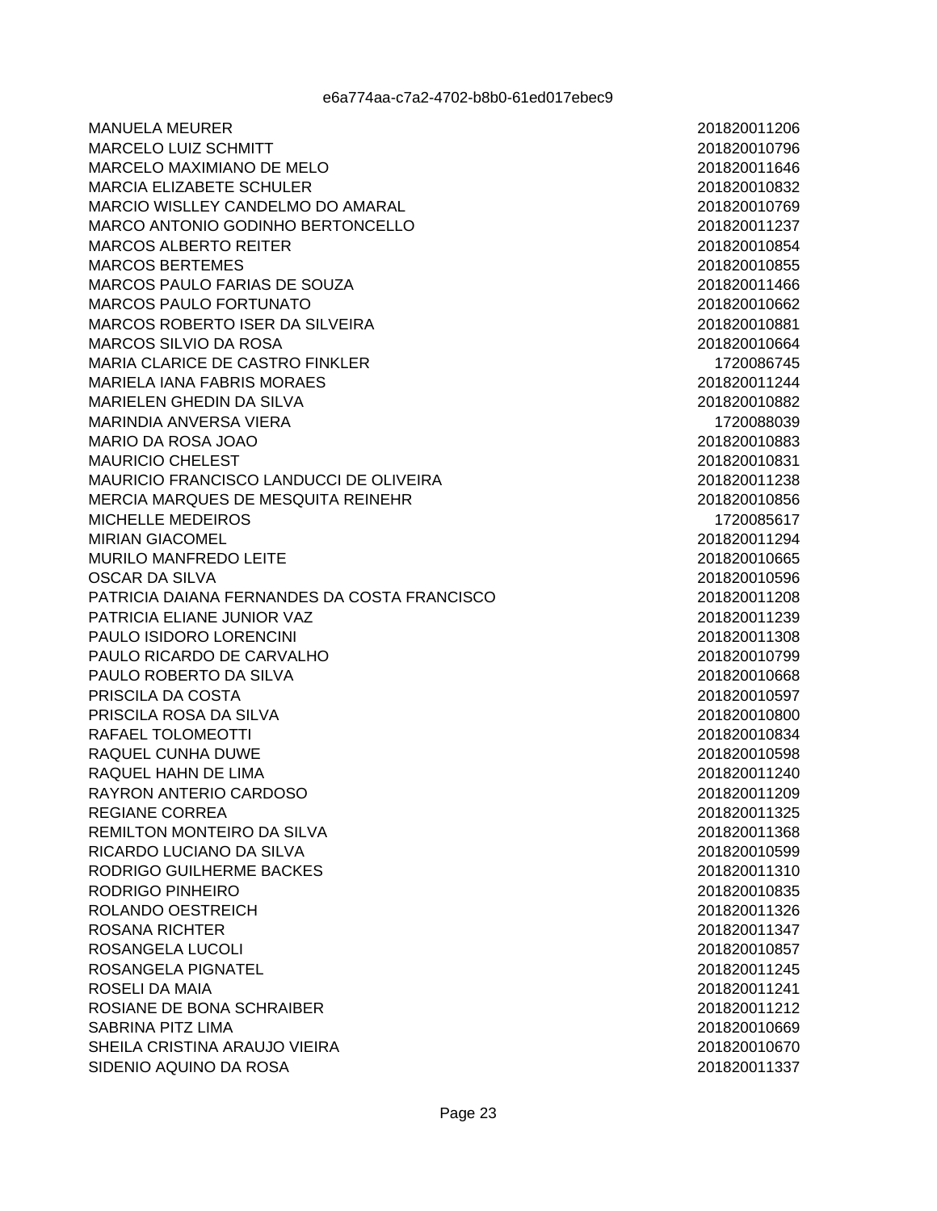e6a774aa-c7a2-4702-b8b0-61ed017ebec9

| | |
|---|---|
| MANUELA MEURER | 201820011206 |
| MARCELO LUIZ SCHMITT | 201820010796 |
| MARCELO MAXIMIANO DE MELO | 201820011646 |
| MARCIA ELIZABETE SCHULER | 201820010832 |
| MARCIO WISLLEY CANDELMO DO AMARAL | 201820010769 |
| MARCO ANTONIO GODINHO BERTONCELLO | 201820011237 |
| MARCOS ALBERTO REITER | 201820010854 |
| MARCOS BERTEMES | 201820010855 |
| MARCOS PAULO FARIAS DE SOUZA | 201820011466 |
| MARCOS PAULO FORTUNATO | 201820010662 |
| MARCOS ROBERTO ISER DA SILVEIRA | 201820010881 |
| MARCOS SILVIO DA ROSA | 201820010664 |
| MARIA CLARICE DE CASTRO FINKLER | 1720086745 |
| MARIELA IANA FABRIS MORAES | 201820011244 |
| MARIELEN GHEDIN DA SILVA | 201820010882 |
| MARINDIA ANVERSA VIERA | 1720088039 |
| MARIO DA ROSA JOAO | 201820010883 |
| MAURICIO CHELEST | 201820010831 |
| MAURICIO FRANCISCO LANDUCCI DE OLIVEIRA | 201820011238 |
| MERCIA MARQUES DE MESQUITA REINEHR | 201820010856 |
| MICHELLE MEDEIROS | 1720085617 |
| MIRIAN GIACOMEL | 201820011294 |
| MURILO MANFREDO LEITE | 201820010665 |
| OSCAR DA SILVA | 201820010596 |
| PATRICIA DAIANA FERNANDES DA COSTA FRANCISCO | 201820011208 |
| PATRICIA ELIANE JUNIOR VAZ | 201820011239 |
| PAULO ISIDORO LORENCINI | 201820011308 |
| PAULO RICARDO DE CARVALHO | 201820010799 |
| PAULO ROBERTO DA SILVA | 201820010668 |
| PRISCILA DA COSTA | 201820010597 |
| PRISCILA ROSA DA SILVA | 201820010800 |
| RAFAEL TOLOMEOTTI | 201820010834 |
| RAQUEL CUNHA DUWE | 201820010598 |
| RAQUEL HAHN DE LIMA | 201820011240 |
| RAYRON ANTERIO CARDOSO | 201820011209 |
| REGIANE CORREA | 201820011325 |
| REMILTON MONTEIRO DA SILVA | 201820011368 |
| RICARDO LUCIANO DA SILVA | 201820010599 |
| RODRIGO GUILHERME BACKES | 201820011310 |
| RODRIGO PINHEIRO | 201820010835 |
| ROLANDO OESTREICH | 201820011326 |
| ROSANA RICHTER | 201820011347 |
| ROSANGELA LUCOLI | 201820010857 |
| ROSANGELA PIGNATEL | 201820011245 |
| ROSELI DA MAIA | 201820011241 |
| ROSIANE DE BONA SCHRAIBER | 201820011212 |
| SABRINA PITZ LIMA | 201820010669 |
| SHEILA CRISTINA ARAUJO VIEIRA | 201820010670 |
| SIDENIO AQUINO DA ROSA | 201820011337 |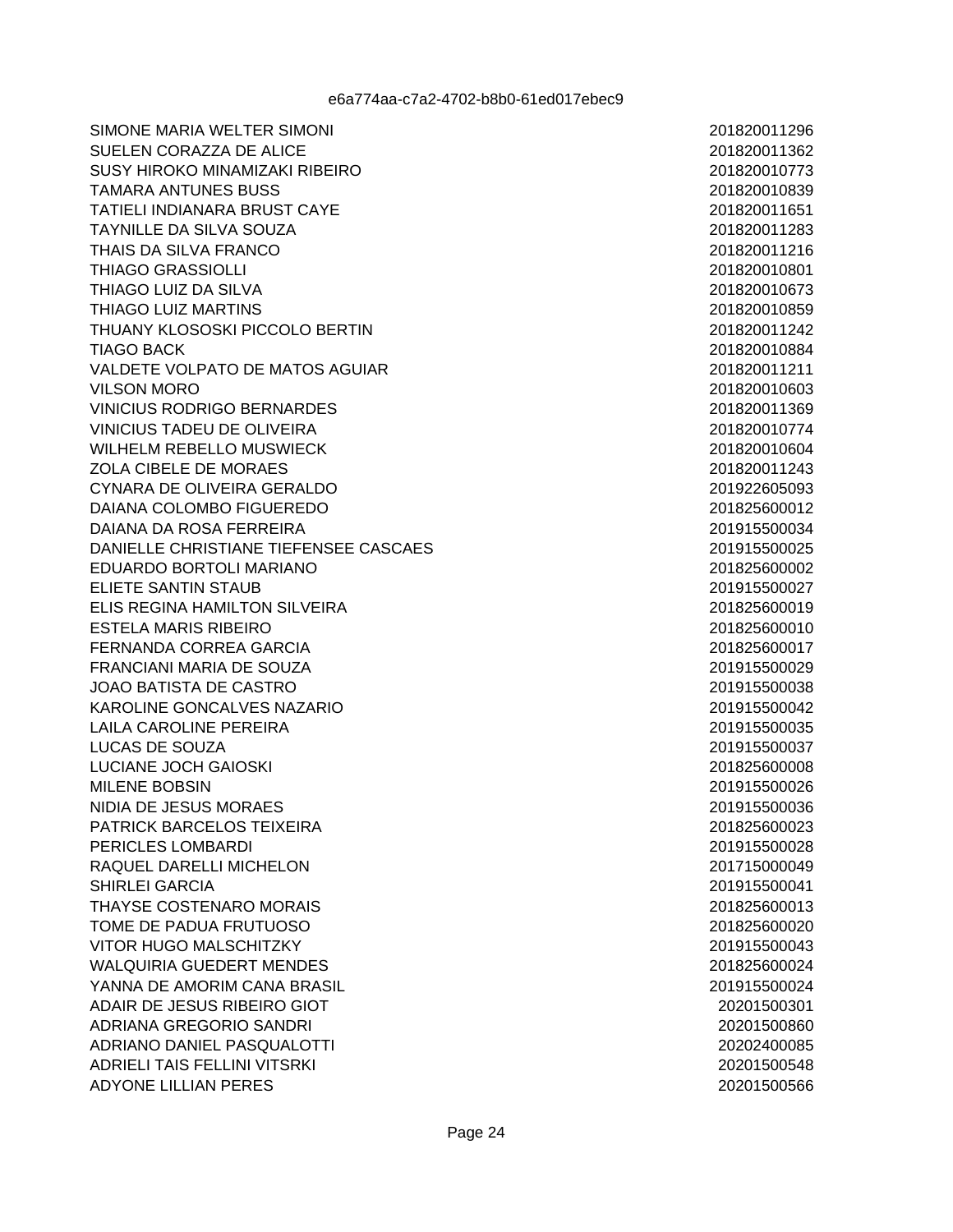| | |
|---|---|
| SIMONE MARIA WELTER SIMONI | 201820011296 |
| SUELEN CORAZZA DE ALICE | 201820011362 |
| SUSY HIROKO MINAMIZAKI RIBEIRO | 201820010773 |
| TAMARA ANTUNES BUSS | 201820010839 |
| TATIELI INDIANARA BRUST CAYE | 201820011651 |
| TAYNILLE DA SILVA SOUZA | 201820011283 |
| THAIS DA SILVA FRANCO | 201820011216 |
| THIAGO GRASSIOLLI | 201820010801 |
| THIAGO LUIZ DA SILVA | 201820010673 |
| THIAGO LUIZ MARTINS | 201820010859 |
| THUANY KLOSOSKI PICCOLO BERTIN | 201820011242 |
| TIAGO BACK | 201820010884 |
| VALDETE VOLPATO DE MATOS AGUIAR | 201820011211 |
| VILSON MORO | 201820010603 |
| VINICIUS RODRIGO BERNARDES | 201820011369 |
| VINICIUS TADEU DE OLIVEIRA | 201820010774 |
| WILHELM REBELLO MUSWIECK | 201820010604 |
| ZOLA CIBELE DE MORAES | 201820011243 |
| CYNARA DE OLIVEIRA GERALDO | 201922605093 |
| DAIANA COLOMBO FIGUEREDO | 201825600012 |
| DAIANA DA ROSA FERREIRA | 201915500034 |
| DANIELLE CHRISTIANE TIEFENSEE CASCAES | 201915500025 |
| EDUARDO BORTOLI MARIANO | 201825600002 |
| ELIETE SANTIN STAUB | 201915500027 |
| ELIS REGINA HAMILTON SILVEIRA | 201825600019 |
| ESTELA MARIS RIBEIRO | 201825600010 |
| FERNANDA CORREA GARCIA | 201825600017 |
| FRANCIANI MARIA DE SOUZA | 201915500029 |
| JOAO BATISTA DE CASTRO | 201915500038 |
| KAROLINE GONCALVES NAZARIO | 201915500042 |
| LAILA CAROLINE PEREIRA | 201915500035 |
| LUCAS DE SOUZA | 201915500037 |
| LUCIANE JOCH GAIOSKI | 201825600008 |
| MILENE BOBSIN | 201915500026 |
| NIDIA DE JESUS MORAES | 201915500036 |
| PATRICK BARCELOS TEIXEIRA | 201825600023 |
| PERICLES LOMBARDI | 201915500028 |
| RAQUEL DARELLI MICHELON | 201715000049 |
| SHIRLEI GARCIA | 201915500041 |
| THAYSE COSTENARO MORAIS | 201825600013 |
| TOME DE PADUA FRUTUOSO | 201825600020 |
| VITOR HUGO MALSCHITZKY | 201915500043 |
| WALQUIRIA GUEDERT MENDES | 201825600024 |
| YANNA DE AMORIM CANA BRASIL | 201915500024 |
| ADAIR DE JESUS RIBEIRO GIOT | 20201500301 |
| ADRIANA GREGORIO SANDRI | 20201500860 |
| ADRIANO DANIEL PASQUALOTTI | 20202400085 |
| ADRIELI TAIS FELLINI VITSRKI | 20201500548 |
| ADYONE LILLIAN PERES | 20201500566 |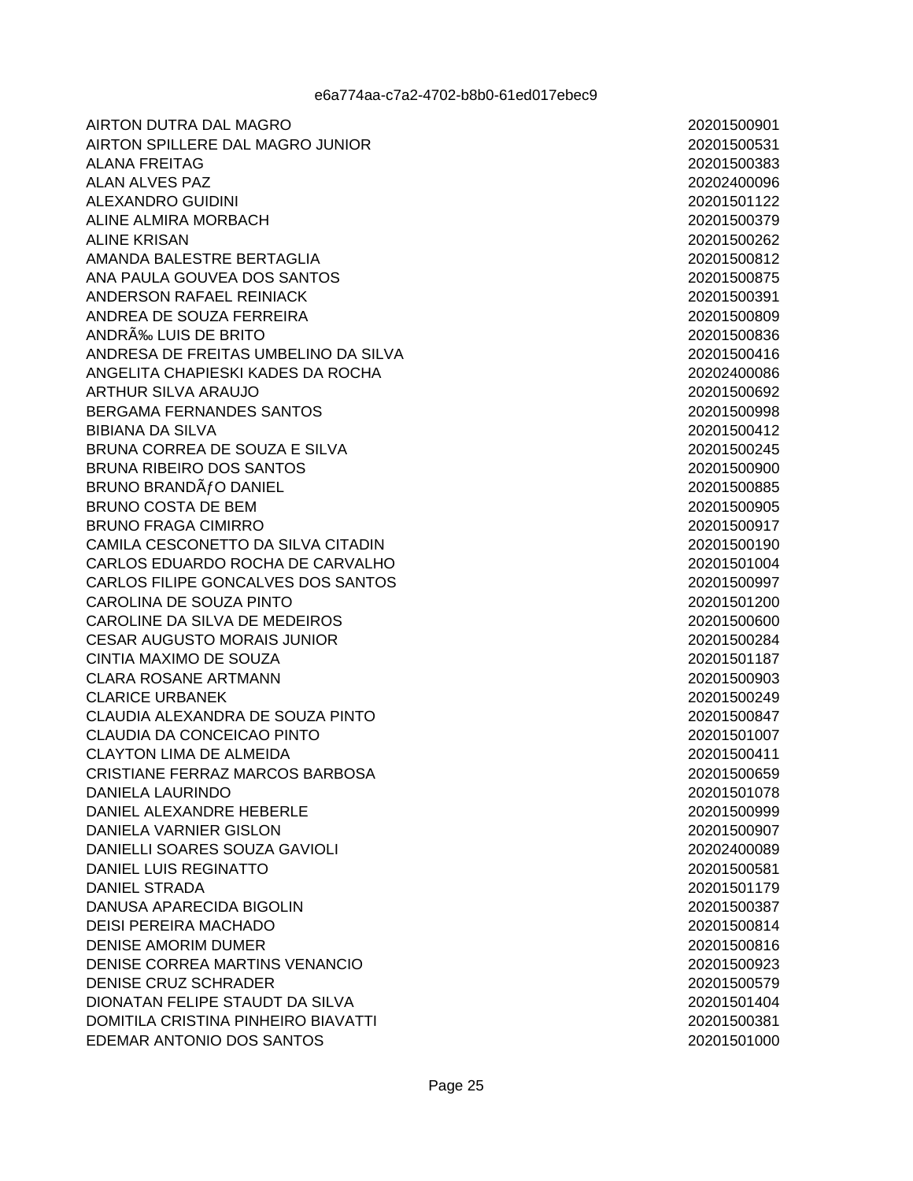e6a774aa-c7a2-4702-b8b0-61ed017ebec9

| | |
|---|---|
| AIRTON DUTRA DAL MAGRO | 20201500901 |
| AIRTON SPILLERE DAL MAGRO JUNIOR | 20201500531 |
| ALANA FREITAG | 20201500383 |
| ALAN ALVES PAZ | 20202400096 |
| ALEXANDRO GUIDINI | 20201501122 |
| ALINE ALMIRA MORBACH | 20201500379 |
| ALINE KRISAN | 20201500262 |
| AMANDA BALESTRE BERTAGLIA | 20201500812 |
| ANA PAULA GOUVEA DOS SANTOS | 20201500875 |
| ANDERSON RAFAEL REINIACK | 20201500391 |
| ANDREA DE SOUZA FERREIRA | 20201500809 |
| ANDRÃ‰ LUIS DE BRITO | 20201500836 |
| ANDRESA DE FREITAS UMBELINO DA SILVA | 20201500416 |
| ANGELITA CHAPIESKI KADES DA ROCHA | 20202400086 |
| ARTHUR SILVA ARAUJO | 20201500692 |
| BERGAMA FERNANDES SANTOS | 20201500998 |
| BIBIANA DA SILVA | 20201500412 |
| BRUNA CORREA DE SOUZA E SILVA | 20201500245 |
| BRUNA RIBEIRO DOS SANTOS | 20201500900 |
| BRUNO BRANDÃƒO DANIEL | 20201500885 |
| BRUNO COSTA DE BEM | 20201500905 |
| BRUNO FRAGA CIMIRRO | 20201500917 |
| CAMILA CESCONETTO DA SILVA CITADIN | 20201500190 |
| CARLOS EDUARDO ROCHA DE CARVALHO | 20201501004 |
| CARLOS FILIPE GONCALVES DOS SANTOS | 20201500997 |
| CAROLINA DE SOUZA PINTO | 20201501200 |
| CAROLINE DA SILVA DE MEDEIROS | 20201500600 |
| CESAR AUGUSTO MORAIS JUNIOR | 20201500284 |
| CINTIA MAXIMO DE SOUZA | 20201501187 |
| CLARA ROSANE ARTMANN | 20201500903 |
| CLARICE URBANEK | 20201500249 |
| CLAUDIA ALEXANDRA DE SOUZA PINTO | 20201500847 |
| CLAUDIA DA CONCEICAO PINTO | 20201501007 |
| CLAYTON LIMA DE ALMEIDA | 20201500411 |
| CRISTIANE FERRAZ MARCOS BARBOSA | 20201500659 |
| DANIELA LAURINDO | 20201501078 |
| DANIEL ALEXANDRE HEBERLE | 20201500999 |
| DANIELA VARNIER GISLON | 20201500907 |
| DANIELLI SOARES SOUZA GAVIOLI | 20202400089 |
| DANIEL LUIS REGINATTO | 20201500581 |
| DANIEL STRADA | 20201501179 |
| DANUSA APARECIDA BIGOLIN | 20201500387 |
| DEISI PEREIRA MACHADO | 20201500814 |
| DENISE AMORIM DUMER | 20201500816 |
| DENISE CORREA MARTINS VENANCIO | 20201500923 |
| DENISE CRUZ SCHRADER | 20201500579 |
| DIONATAN FELIPE STAUDT DA SILVA | 20201501404 |
| DOMITILA CRISTINA PINHEIRO BIAVATTI | 20201500381 |
| EDEMAR ANTONIO DOS SANTOS | 20201501000 |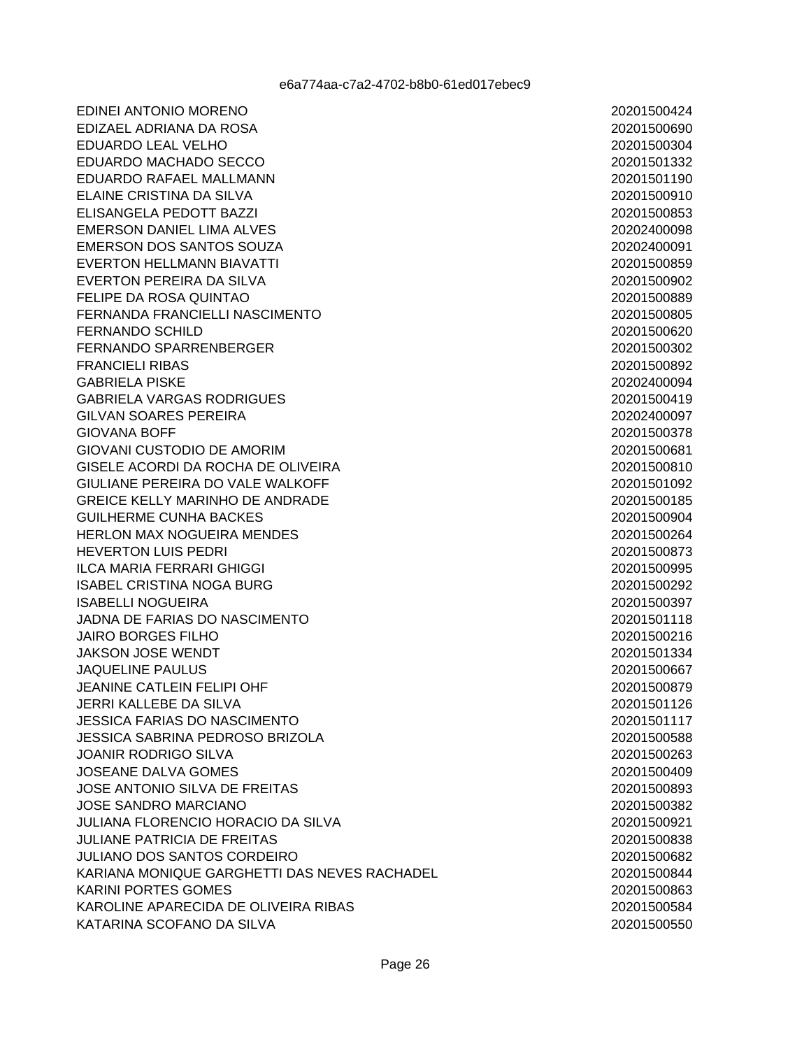e6a774aa-c7a2-4702-b8b0-61ed017ebec9

| | |
|---|---|
| EDINEI ANTONIO MORENO | 20201500424 |
| EDIZAEL ADRIANA DA ROSA | 20201500690 |
| EDUARDO LEAL VELHO | 20201500304 |
| EDUARDO MACHADO SECCO | 20201501332 |
| EDUARDO RAFAEL MALLMANN | 20201501190 |
| ELAINE CRISTINA DA SILVA | 20201500910 |
| ELISANGELA PEDOTT BAZZI | 20201500853 |
| EMERSON DANIEL LIMA ALVES | 20202400098 |
| EMERSON DOS SANTOS SOUZA | 20202400091 |
| EVERTON HELLMANN BIAVATTI | 20201500859 |
| EVERTON PEREIRA DA SILVA | 20201500902 |
| FELIPE DA ROSA QUINTAO | 20201500889 |
| FERNANDA FRANCIELLI NASCIMENTO | 20201500805 |
| FERNANDO SCHILD | 20201500620 |
| FERNANDO SPARRENBERGER | 20201500302 |
| FRANCIELI RIBAS | 20201500892 |
| GABRIELA PISKE | 20202400094 |
| GABRIELA VARGAS RODRIGUES | 20201500419 |
| GILVAN SOARES PEREIRA | 20202400097 |
| GIOVANA BOFF | 20201500378 |
| GIOVANI CUSTODIO DE AMORIM | 20201500681 |
| GISELE ACORDI DA ROCHA DE OLIVEIRA | 20201500810 |
| GIULIANE PEREIRA DO VALE WALKOFF | 20201501092 |
| GREICE KELLY MARINHO DE ANDRADE | 20201500185 |
| GUILHERME CUNHA BACKES | 20201500904 |
| HERLON MAX NOGUEIRA MENDES | 20201500264 |
| HEVERTON LUIS PEDRI | 20201500873 |
| ILCA MARIA FERRARI GHIGGI | 20201500995 |
| ISABEL CRISTINA NOGA BURG | 20201500292 |
| ISABELLI NOGUEIRA | 20201500397 |
| JADNA DE FARIAS DO NASCIMENTO | 20201501118 |
| JAIRO BORGES FILHO | 20201500216 |
| JAKSON JOSE WENDT | 20201501334 |
| JAQUELINE PAULUS | 20201500667 |
| JEANINE CATLEIN FELIPI OHF | 20201500879 |
| JERRI KALLEBE DA SILVA | 20201501126 |
| JESSICA FARIAS DO NASCIMENTO | 20201501117 |
| JESSICA SABRINA PEDROSO BRIZOLA | 20201500588 |
| JOANIR RODRIGO SILVA | 20201500263 |
| JOSEANE DALVA GOMES | 20201500409 |
| JOSE ANTONIO SILVA DE FREITAS | 20201500893 |
| JOSE SANDRO MARCIANO | 20201500382 |
| JULIANA FLORENCIO HORACIO DA SILVA | 20201500921 |
| JULIANE PATRICIA DE FREITAS | 20201500838 |
| JULIANO DOS SANTOS CORDEIRO | 20201500682 |
| KARIANA MONIQUE GARGHETTI DAS NEVES RACHADEL | 20201500844 |
| KARINI PORTES GOMES | 20201500863 |
| KAROLINE APARECIDA DE OLIVEIRA RIBAS | 20201500584 |
| KATARINA SCOFANO DA SILVA | 20201500550 |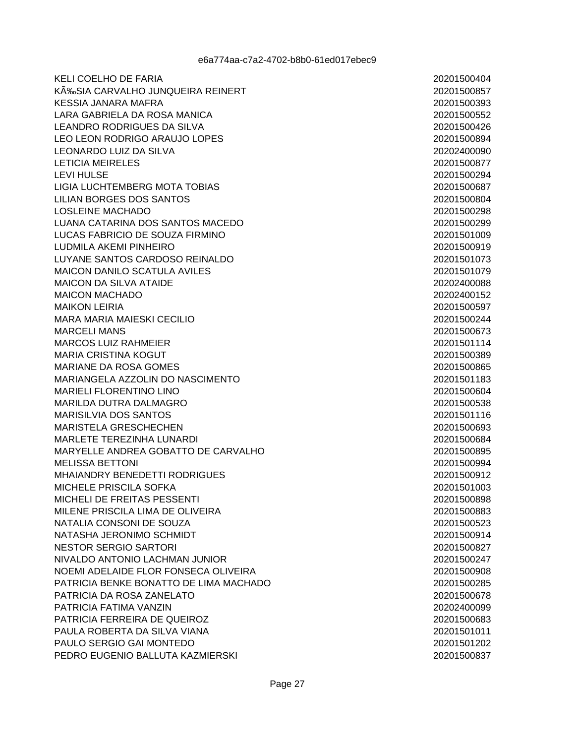| | |
|---|---|
| KELI COELHO DE FARIA | 20201500404 |
| KÃ‰SIA CARVALHO JUNQUEIRA REINERT | 20201500857 |
| KESSIA JANARA MAFRA | 20201500393 |
| LARA GABRIELA DA ROSA MANICA | 20201500552 |
| LEANDRO RODRIGUES DA SILVA | 20201500426 |
| LEO LEON RODRIGO ARAUJO LOPES | 20201500894 |
| LEONARDO LUIZ DA SILVA | 20202400090 |
| LETICIA MEIRELES | 20201500877 |
| LEVI HULSE | 20201500294 |
| LIGIA LUCHTEMBERG MOTA TOBIAS | 20201500687 |
| LILIAN BORGES DOS SANTOS | 20201500804 |
| LOSLEINE MACHADO | 20201500298 |
| LUANA CATARINA DOS SANTOS MACEDO | 20201500299 |
| LUCAS FABRICIO DE SOUZA FIRMINO | 20201501009 |
| LUDMILA AKEMI PINHEIRO | 20201500919 |
| LUYANE SANTOS CARDOSO REINALDO | 20201501073 |
| MAICON DANILO SCATULA AVILES | 20201501079 |
| MAICON DA SILVA ATAIDE | 20202400088 |
| MAICON MACHADO | 20202400152 |
| MAIKON LEIRIA | 20201500597 |
| MARA MARIA MAIESKI CECILIO | 20201500244 |
| MARCELI MANS | 20201500673 |
| MARCOS LUIZ RAHMEIER | 20201501114 |
| MARIA CRISTINA KOGUT | 20201500389 |
| MARIANE DA ROSA GOMES | 20201500865 |
| MARIANGELA AZZOLIN DO NASCIMENTO | 20201501183 |
| MARIELI FLORENTINO LINO | 20201500604 |
| MARILDA DUTRA DALMAGRO | 20201500538 |
| MARISILVIA DOS SANTOS | 20201501116 |
| MARISTELA GRESCHECHEN | 20201500693 |
| MARLETE TEREZINHA LUNARDI | 20201500684 |
| MARYELLE ANDREA GOBATTO DE CARVALHO | 20201500895 |
| MELISSA BETTONI | 20201500994 |
| MHAIANDRY BENEDETTI RODRIGUES | 20201500912 |
| MICHELE PRISCILA SOFKA | 20201501003 |
| MICHELI DE FREITAS PESSENTI | 20201500898 |
| MILENE PRISCILA LIMA DE OLIVEIRA | 20201500883 |
| NATALIA CONSONI DE SOUZA | 20201500523 |
| NATASHA JERONIMO SCHMIDT | 20201500914 |
| NESTOR SERGIO SARTORI | 20201500827 |
| NIVALDO ANTONIO LACHMAN JUNIOR | 20201500247 |
| NOEMI ADELAIDE FLOR FONSECA OLIVEIRA | 20201500908 |
| PATRICIA BENKE BONATTO DE LIMA MACHADO | 20201500285 |
| PATRICIA DA ROSA ZANELATO | 20201500678 |
| PATRICIA FATIMA VANZIN | 20202400099 |
| PATRICIA FERREIRA DE QUEIROZ | 20201500683 |
| PAULA ROBERTA DA SILVA VIANA | 20201501011 |
| PAULO SERGIO GAI MONTEDO | 20201501202 |
| PEDRO EUGENIO BALLUTA KAZMIERSKI | 20201500837 |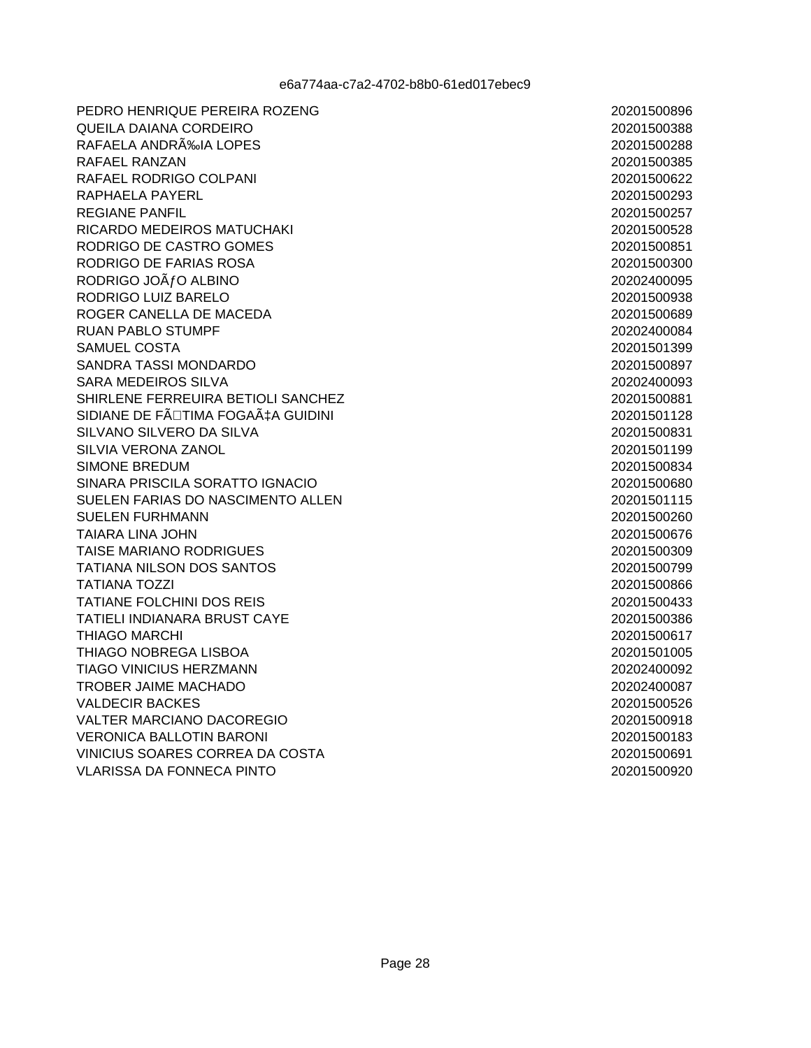e6a774aa-c7a2-4702-b8b0-61ed017ebec9

| | |
|---|---|
| PEDRO HENRIQUE PEREIRA ROZENG | 20201500896 |
| QUEILA DAIANA CORDEIRO | 20201500388 |
| RAFAELA ANDRÃ‰IA LOPES | 20201500288 |
| RAFAEL RANZAN | 20201500385 |
| RAFAEL RODRIGO COLPANI | 20201500622 |
| RAPHAELA PAYERL | 20201500293 |
| REGIANE PANFIL | 20201500257 |
| RICARDO MEDEIROS MATUCHAKI | 20201500528 |
| RODRIGO DE CASTRO GOMES | 20201500851 |
| RODRIGO DE FARIAS ROSA | 20201500300 |
| RODRIGO JOÃƒO ALBINO | 20202400095 |
| RODRIGO LUIZ BARELO | 20201500938 |
| ROGER CANELLA DE MACEDA | 20201500689 |
| RUAN PABLO STUMPF | 20202400084 |
| SAMUEL COSTA | 20201501399 |
| SANDRA TASSI MONDARDO | 20201500897 |
| SARA MEDEIROS SILVA | 20202400093 |
| SHIRLENE FERREUIRA BETIOLI SANCHEZ | 20201500881 |
| SIDIANE DE FÃ□TIMA FOGAÃ‡A GUIDINI | 20201501128 |
| SILVANO SILVERO DA SILVA | 20201500831 |
| SILVIA VERONA ZANOL | 20201501199 |
| SIMONE BREDUM | 20201500834 |
| SINARA PRISCILA SORATTO IGNACIO | 20201500680 |
| SUELEN FARIAS DO NASCIMENTO ALLEN | 20201501115 |
| SUELEN FURHMANN | 20201500260 |
| TAIARA LINA JOHN | 20201500676 |
| TAISE MARIANO RODRIGUES | 20201500309 |
| TATIANA NILSON DOS SANTOS | 20201500799 |
| TATIANA TOZZI | 20201500866 |
| TATIANE FOLCHINI DOS REIS | 20201500433 |
| TATIELI INDIANARA BRUST CAYE | 20201500386 |
| THIAGO MARCHI | 20201500617 |
| THIAGO NOBREGA LISBOA | 20201501005 |
| TIAGO VINICIUS HERZMANN | 20202400092 |
| TROBER JAIME MACHADO | 20202400087 |
| VALDECIR BACKES | 20201500526 |
| VALTER MARCIANO DACOREGIO | 20201500918 |
| VERONICA BALLOTIN BARONI | 20201500183 |
| VINICIUS SOARES CORREA DA COSTA | 20201500691 |
| VLARISSA DA FONNECA PINTO | 20201500920 |